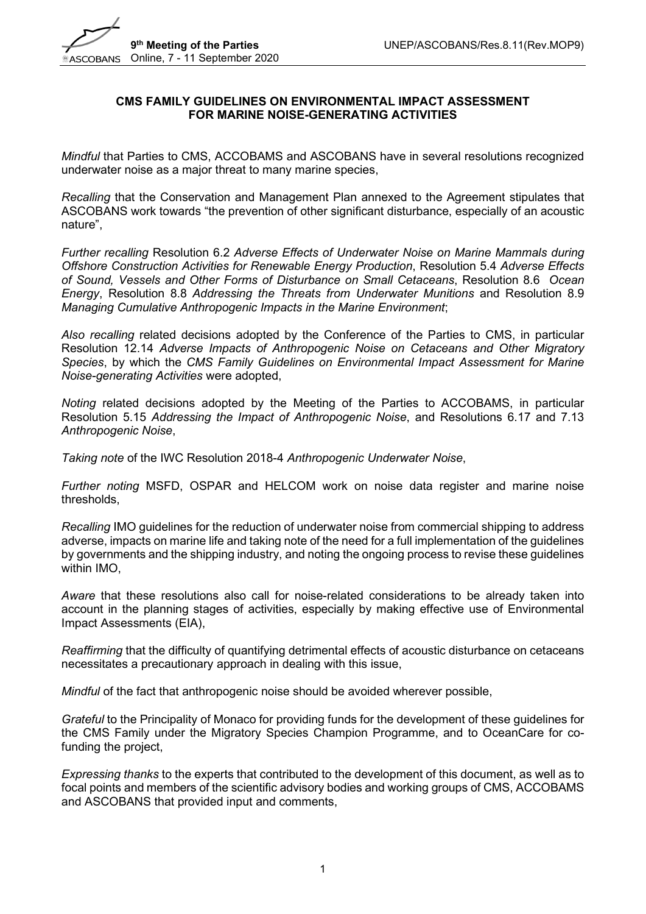**CMS FAMILY GUIDELINES ON ENVIRONMENTAL IMPACT ASSESSMENT FOR MARINE NOISE-GENERATING ACTIVITIES**

*Mindful* that Parties to CMS, ACCOBAMS and ASCOBANS have in several resolutions recognized underwater noise as a major threat to many marine species,

*Recalling* that the Conservation and Management Plan annexed to the Agreement stipulates that ASCOBANS work towards "the prevention of other significant disturbance, especially of an acoustic nature",

*Further recalling* Resolution 6.2 *Adverse Effects of Underwater Noise on Marine Mammals during Offshore Construction Activities for Renewable Energy Production*, Resolution 5.4 *Adverse Effects of Sound, Vessels and Other Forms of Disturbance on Small Cetaceans*, Resolution 8.6 *Ocean Energy*, Resolution 8.8 *Addressing the Threats from Underwater Munitions* and Resolution 8.9 *Managing Cumulative Anthropogenic Impacts in the Marine Environment*;

*Also recalling* related decisions adopted by the Conference of the Parties to CMS, in particular Resolution 12.14 *Adverse Impacts of Anthropogenic Noise on Cetaceans and Other Migratory Species*, by which the *CMS Family Guidelines on Environmental Impact Assessment for Marine Noise-generating Activities* were adopted,

*Noting* related decisions adopted by the Meeting of the Parties to ACCOBAMS, in particular Resolution 5.15 *Addressing the Impact of Anthropogenic Noise*, and Resolutions 6.17 and 7.13 *Anthropogenic Noise*,

*Taking note* of the IWC Resolution 2018-4 *Anthropogenic Underwater Noise*,

*Further noting* MSFD, OSPAR and HELCOM work on noise data register and marine noise thresholds,

*Recalling* IMO guidelines for the reduction of underwater noise from commercial shipping to address adverse, impacts on marine life and taking note of the need for a full implementation of the guidelines by governments and the shipping industry, and noting the ongoing process to revise these guidelines within IMO,

*Aware* that these resolutions also call for noise-related considerations to be already taken into account in the planning stages of activities, especially by making effective use of Environmental Impact Assessments (EIA),

*Reaffirming* that the difficulty of quantifying detrimental effects of acoustic disturbance on cetaceans necessitates a precautionary approach in dealing with this issue,

*Mindful* of the fact that anthropogenic noise should be avoided wherever possible,

*Grateful* to the Principality of Monaco for providing funds for the development of these guidelines for the CMS Family under the Migratory Species Champion Programme, and to OceanCare for co-funding the project,

*Expressing thanks* to the experts that contributed to the development of this document, as well as to focal points and members of the scientific advisory bodies and working groups of CMS, ACCOBAMS and ASCOBANS that provided input and comments,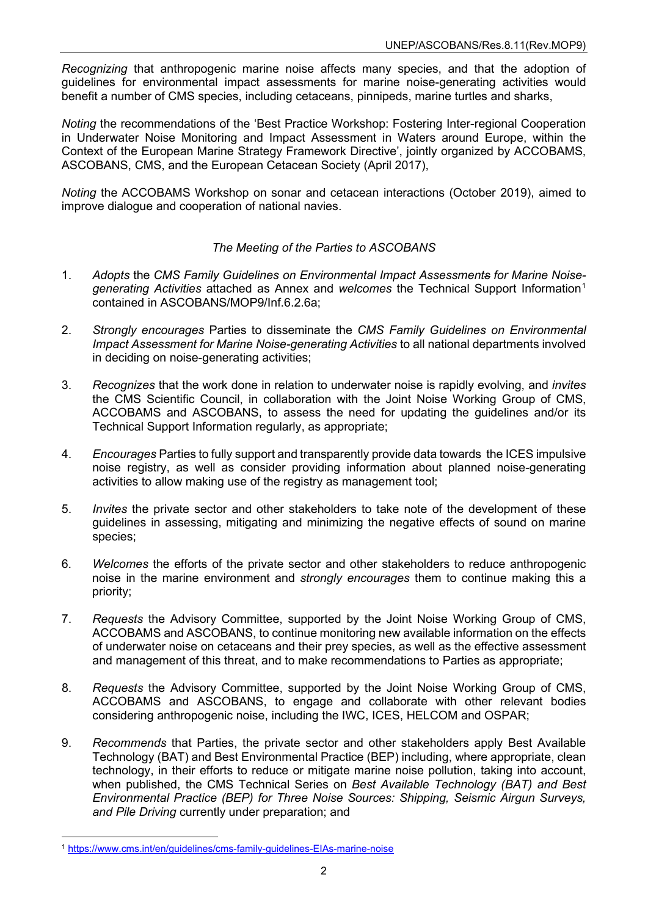*Recognizing* that anthropogenic marine noise affects many species, and that the adoption of guidelines for environmental impact assessments for marine noise-generating activities would benefit a number of CMS species, including cetaceans, pinnipeds, marine turtles and sharks,

*Noting* the recommendations of the 'Best Practice Workshop: Fostering Inter-regional Cooperation in Underwater Noise Monitoring and Impact Assessment in Waters around Europe, within the Context of the European Marine Strategy Framework Directive', jointly organized by ACCOBAMS, ASCOBANS, CMS, and the European Cetacean Society (April 2017),

*Noting* the ACCOBAMS Workshop on sonar and cetacean interactions (October 2019), aimed to improve dialogue and cooperation of national navies.

*The Meeting of the Parties to ASCOBANS*

1. *Adopts* the *CMS Family Guidelines on Environmental Impact Assessments for Marine Noise-generating Activities* attached as Annex and *welcomes* the Technical Support Information[1] contained in ASCOBANS/MOP9/Inf.6.2.6a;

2. *Strongly encourages* Parties to disseminate the *CMS Family Guidelines on Environmental Impact Assessment for Marine Noise-generating Activities* to all national departments involved in deciding on noise-generating activities;

3. *Recognizes* that the work done in relation to underwater noise is rapidly evolving, and *invites* the CMS Scientific Council, in collaboration with the Joint Noise Working Group of CMS, ACCOBAMS and ASCOBANS, to assess the need for updating the guidelines and/or its Technical Support Information regularly, as appropriate;

4. *Encourages* Parties to fully support and transparently provide data towards the ICES impulsive noise registry, as well as consider providing information about planned noise-generating activities to allow making use of the registry as management tool;

5. *Invites* the private sector and other stakeholders to take note of the development of these guidelines in assessing, mitigating and minimizing the negative effects of sound on marine species;

6. *Welcomes* the efforts of the private sector and other stakeholders to reduce anthropogenic noise in the marine environment and *strongly encourages* them to continue making this a priority;

7. *Requests* the Advisory Committee, supported by the Joint Noise Working Group of CMS, ACCOBAMS and ASCOBANS, to continue monitoring new available information on the effects of underwater noise on cetaceans and their prey species, as well as the effective assessment and management of this threat, and to make recommendations to Parties as appropriate;

8. *Requests* the Advisory Committee, supported by the Joint Noise Working Group of CMS, ACCOBAMS and ASCOBANS, to engage and collaborate with other relevant bodies considering anthropogenic noise, including the IWC, ICES, HELCOM and OSPAR;

9. *Recommends* that Parties, the private sector and other stakeholders apply Best Available Technology (BAT) and Best Environmental Practice (BEP) including, where appropriate, clean technology, in their efforts to reduce or mitigate marine noise pollution, taking into account, when published, the CMS Technical Series on *Best Available Technology (BAT) and Best Environmental Practice (BEP) for Three Noise Sources: Shipping, Seismic Airgun Surveys, and Pile Driving* currently under preparation; and

[1] https://www.cms.int/en/guidelines/cms-family-guidelines-EIAs-marine-noise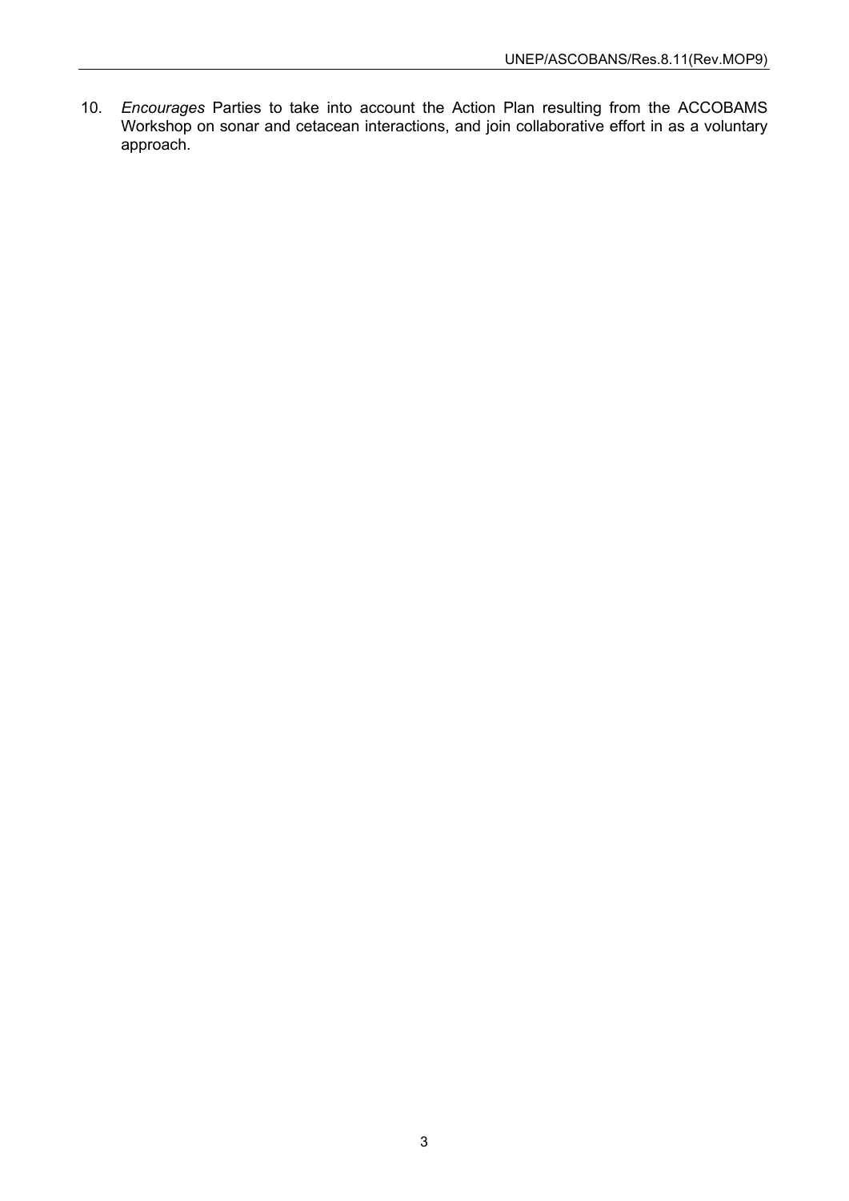10. *Encourages* Parties to take into account the Action Plan resulting from the ACCOBAMS Workshop on sonar and cetacean interactions, and join collaborative effort in as a voluntary approach.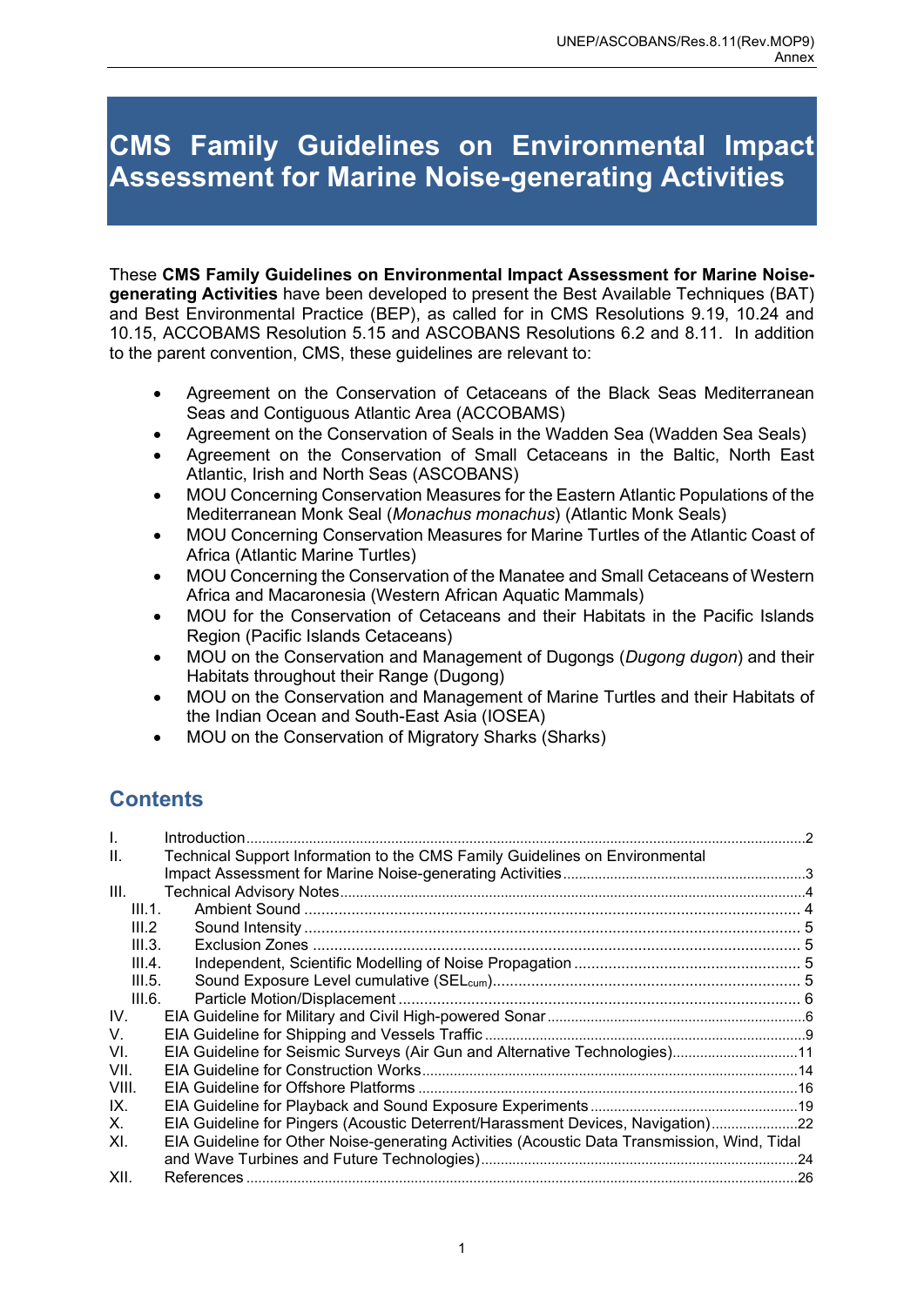# CMS Family Guidelines on Environmental Impact Assessment for Marine Noise-generating Activities

These **CMS Family Guidelines on Environmental Impact Assessment for Marine Noise-generating Activities** have been developed to present the Best Available Techniques (BAT) and Best Environmental Practice (BEP), as called for in CMS Resolutions 9.19, 10.24 and 10.15, ACCOBAMS Resolution 5.15 and ASCOBANS Resolutions 6.2 and 8.11. In addition to the parent convention, CMS, these guidelines are relevant to:

- Agreement on the Conservation of Cetaceans of the Black Seas Mediterranean Seas and Contiguous Atlantic Area (ACCOBAMS)
- Agreement on the Conservation of Seals in the Wadden Sea (Wadden Sea Seals)
- Agreement on the Conservation of Small Cetaceans in the Baltic, North East Atlantic, Irish and North Seas (ASCOBANS)
- MOU Concerning Conservation Measures for the Eastern Atlantic Populations of the Mediterranean Monk Seal (*Monachus monachus*) (Atlantic Monk Seals)
- MOU Concerning Conservation Measures for Marine Turtles of the Atlantic Coast of Africa (Atlantic Marine Turtles)
- MOU Concerning the Conservation of the Manatee and Small Cetaceans of Western Africa and Macaronesia (Western African Aquatic Mammals)
- MOU for the Conservation of Cetaceans and their Habitats in the Pacific Islands Region (Pacific Islands Cetaceans)
- MOU on the Conservation and Management of Dugongs (*Dugong dugon*) and their Habitats throughout their Range (Dugong)
- MOU on the Conservation and Management of Marine Turtles and their Habitats of the Indian Ocean and South-East Asia (IOSEA)
- MOU on the Conservation of Migratory Sharks (Sharks)

## Contents

| | | |
|---|---|---|
| I. | Introduction | 2 |
| II. | Technical Support Information to the CMS Family Guidelines on Environmental Impact Assessment for Marine Noise-generating Activities | 3 |
| III. | Technical Advisory Notes | 4 |
| III.1. | Ambient Sound | 4 |
| III.2 | Sound Intensity | 5 |
| III.3. | Exclusion Zones | 5 |
| III.4. | Independent, Scientific Modelling of Noise Propagation | 5 |
| III.5. | Sound Exposure Level cumulative ($SEL_{cum}$) | 5 |
| III.6. | Particle Motion/Displacement | 6 |
| IV. | EIA Guideline for Military and Civil High-powered Sonar | 6 |
| V. | EIA Guideline for Shipping and Vessels Traffic | 9 |
| VI. | EIA Guideline for Seismic Surveys (Air Gun and Alternative Technologies) | 11 |
| VII. | EIA Guideline for Construction Works | 14 |
| VIII. | EIA Guideline for Offshore Platforms | 16 |
| IX. | EIA Guideline for Playback and Sound Exposure Experiments | 19 |
| X. | EIA Guideline for Pingers (Acoustic Deterrent/Harassment Devices, Navigation) | 22 |
| XI. | EIA Guideline for Other Noise-generating Activities (Acoustic Data Transmission, Wind, Tidal and Wave Turbines and Future Technologies) | 24 |
| XII. | References | 26 |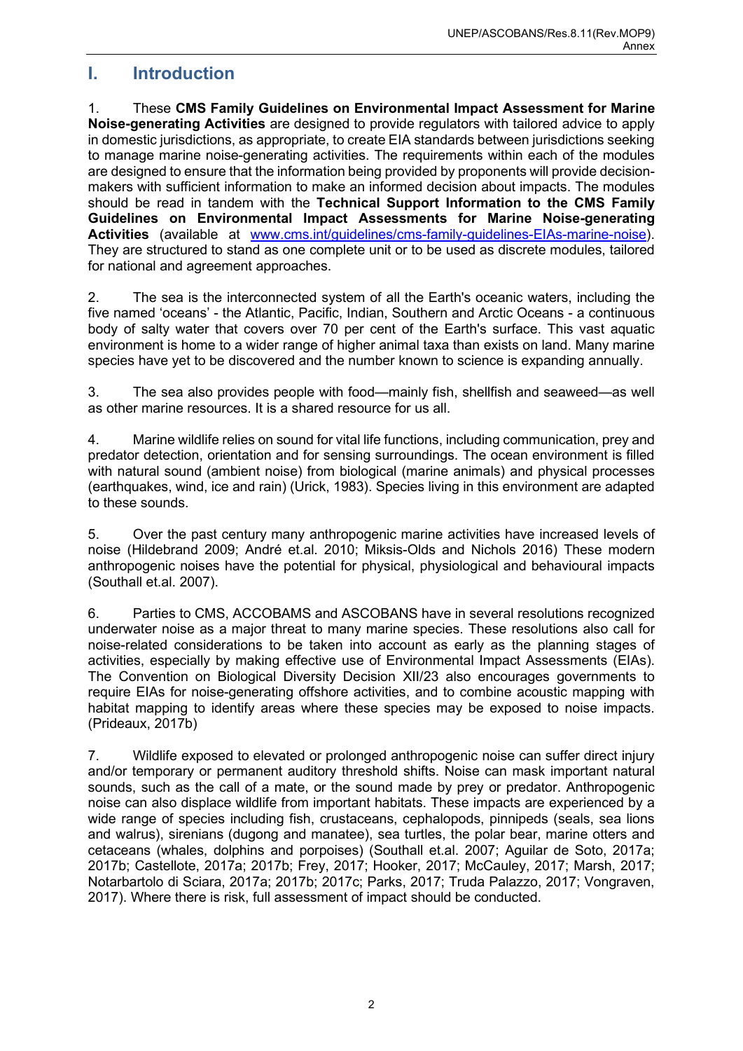# I. Introduction

1. These **CMS Family Guidelines on Environmental Impact Assessment for Marine Noise-generating Activities** are designed to provide regulators with tailored advice to apply in domestic jurisdictions, as appropriate, to create EIA standards between jurisdictions seeking to manage marine noise-generating activities. The requirements within each of the modules are designed to ensure that the information being provided by proponents will provide decision-makers with sufficient information to make an informed decision about impacts. The modules should be read in tandem with the **Technical Support Information to the CMS Family Guidelines on Environmental Impact Assessments for Marine Noise-generating Activities** (available at [www.cms.int/guidelines/cms-family-guidelines-EIAs-marine-noise](www.cms.int/guidelines/cms-family-guidelines-EIAs-marine-noise)). They are structured to stand as one complete unit or to be used as discrete modules, tailored for national and agreement approaches.

2. The sea is the interconnected system of all the Earth's oceanic waters, including the five named 'oceans' - the Atlantic, Pacific, Indian, Southern and Arctic Oceans - a continuous body of salty water that covers over 70 per cent of the Earth's surface. This vast aquatic environment is home to a wider range of higher animal taxa than exists on land. Many marine species have yet to be discovered and the number known to science is expanding annually.

3. The sea also provides people with food—mainly fish, shellfish and seaweed—as well as other marine resources. It is a shared resource for us all.

4. Marine wildlife relies on sound for vital life functions, including communication, prey and predator detection, orientation and for sensing surroundings. The ocean environment is filled with natural sound (ambient noise) from biological (marine animals) and physical processes (earthquakes, wind, ice and rain) (Urick, 1983). Species living in this environment are adapted to these sounds.

5. Over the past century many anthropogenic marine activities have increased levels of noise (Hildebrand 2009; André et.al. 2010; Miksis-Olds and Nichols 2016) These modern anthropogenic noises have the potential for physical, physiological and behavioural impacts (Southall et.al. 2007).

6. Parties to CMS, ACCOBAMS and ASCOBANS have in several resolutions recognized underwater noise as a major threat to many marine species. These resolutions also call for noise-related considerations to be taken into account as early as the planning stages of activities, especially by making effective use of Environmental Impact Assessments (EIAs). The Convention on Biological Diversity Decision XII/23 also encourages governments to require EIAs for noise-generating offshore activities, and to combine acoustic mapping with habitat mapping to identify areas where these species may be exposed to noise impacts. (Prideaux, 2017b)

7. Wildlife exposed to elevated or prolonged anthropogenic noise can suffer direct injury and/or temporary or permanent auditory threshold shifts. Noise can mask important natural sounds, such as the call of a mate, or the sound made by prey or predator. Anthropogenic noise can also displace wildlife from important habitats. These impacts are experienced by a wide range of species including fish, crustaceans, cephalopods, pinnipeds (seals, sea lions and walrus), sirenians (dugong and manatee), sea turtles, the polar bear, marine otters and cetaceans (whales, dolphins and porpoises) (Southall et.al. 2007; Aguilar de Soto, 2017a; 2017b; Castellote, 2017a; 2017b; Frey, 2017; Hooker, 2017; McCauley, 2017; Marsh, 2017; Notarbartolo di Sciara, 2017a; 2017b; 2017c; Parks, 2017; Truda Palazzo, 2017; Vongraven, 2017). Where there is risk, full assessment of impact should be conducted.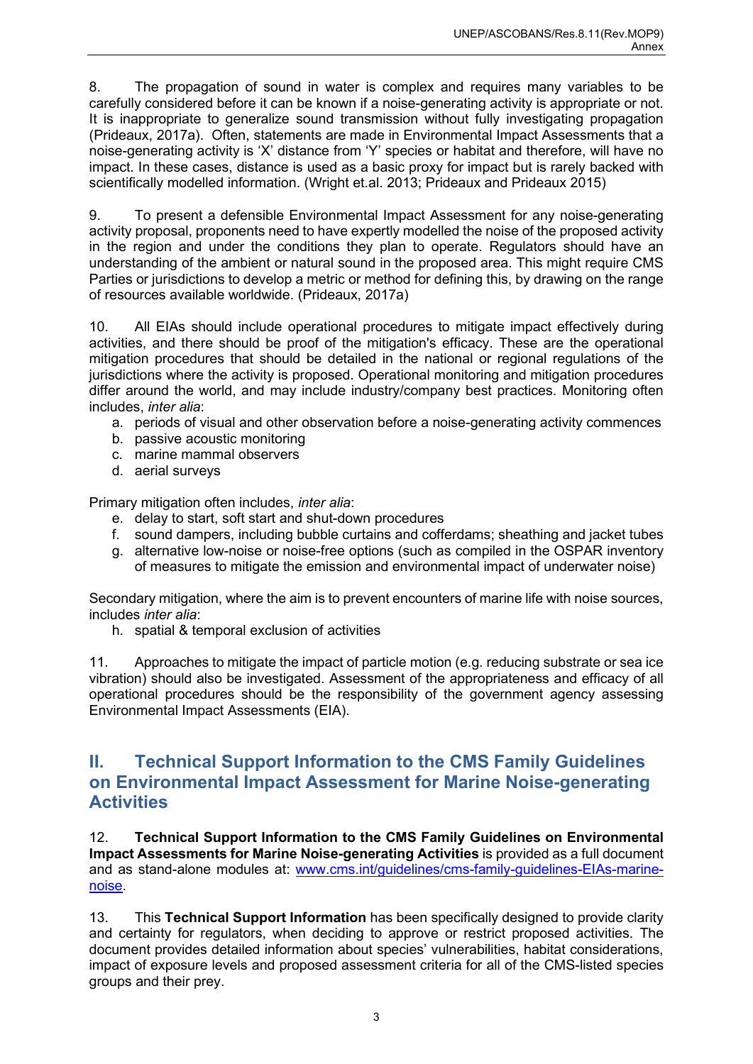8. The propagation of sound in water is complex and requires many variables to be carefully considered before it can be known if a noise-generating activity is appropriate or not. It is inappropriate to generalize sound transmission without fully investigating propagation (Prideaux, 2017a). Often, statements are made in Environmental Impact Assessments that a noise-generating activity is 'X' distance from 'Y' species or habitat and therefore, will have no impact. In these cases, distance is used as a basic proxy for impact but is rarely backed with scientifically modelled information. (Wright et.al. 2013; Prideaux and Prideaux 2015)

9. To present a defensible Environmental Impact Assessment for any noise-generating activity proposal, proponents need to have expertly modelled the noise of the proposed activity in the region and under the conditions they plan to operate. Regulators should have an understanding of the ambient or natural sound in the proposed area. This might require CMS Parties or jurisdictions to develop a metric or method for defining this, by drawing on the range of resources available worldwide. (Prideaux, 2017a)

10. All EIAs should include operational procedures to mitigate impact effectively during activities, and there should be proof of the mitigation's efficacy. These are the operational mitigation procedures that should be detailed in the national or regional regulations of the jurisdictions where the activity is proposed. Operational monitoring and mitigation procedures differ around the world, and may include industry/company best practices. Monitoring often includes, *inter alia*:

a. periods of visual and other observation before a noise-generating activity commences
b. passive acoustic monitoring
c. marine mammal observers
d. aerial surveys

Primary mitigation often includes, *inter alia*:

e. delay to start, soft start and shut-down procedures
f. sound dampers, including bubble curtains and cofferdams; sheathing and jacket tubes
g. alternative low-noise or noise-free options (such as compiled in the OSPAR inventory of measures to mitigate the emission and environmental impact of underwater noise)

Secondary mitigation, where the aim is to prevent encounters of marine life with noise sources, includes *inter alia*:

h. spatial & temporal exclusion of activities

11. Approaches to mitigate the impact of particle motion (e.g. reducing substrate or sea ice vibration) should also be investigated. Assessment of the appropriateness and efficacy of all operational procedures should be the responsibility of the government agency assessing Environmental Impact Assessments (EIA).

## II. Technical Support Information to the CMS Family Guidelines on Environmental Impact Assessment for Marine Noise-generating Activities

12. **Technical Support Information to the CMS Family Guidelines on Environmental Impact Assessments for Marine Noise-generating Activities** is provided as a full document and as stand-alone modules at: [www.cms.int/guidelines/cms-family-guidelines-EIAs-marine-noise](www.cms.int/guidelines/cms-family-guidelines-EIAs-marine-noise).

13. This **Technical Support Information** has been specifically designed to provide clarity and certainty for regulators, when deciding to approve or restrict proposed activities. The document provides detailed information about species' vulnerabilities, habitat considerations, impact of exposure levels and proposed assessment criteria for all of the CMS-listed species groups and their prey.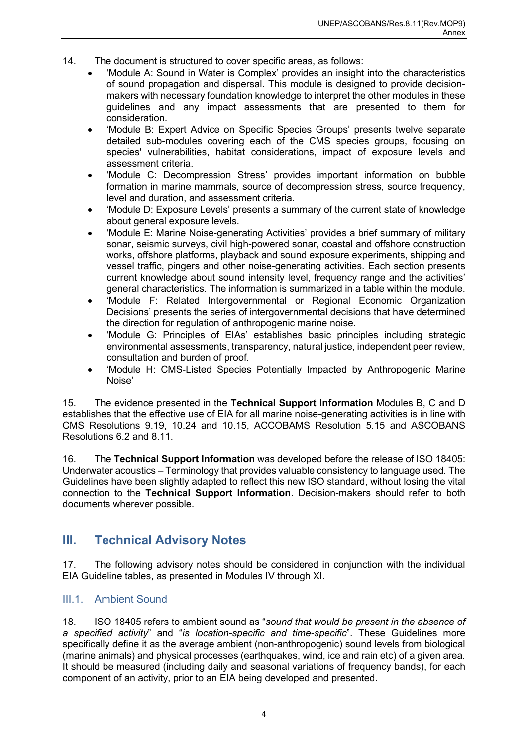14. The document is structured to cover specific areas, as follows:

- 'Module A: Sound in Water is Complex' provides an insight into the characteristics of sound propagation and dispersal. This module is designed to provide decision-makers with necessary foundation knowledge to interpret the other modules in these guidelines and any impact assessments that are presented to them for consideration.
- 'Module B: Expert Advice on Specific Species Groups' presents twelve separate detailed sub-modules covering each of the CMS species groups, focusing on species' vulnerabilities, habitat considerations, impact of exposure levels and assessment criteria.
- 'Module C: Decompression Stress' provides important information on bubble formation in marine mammals, source of decompression stress, source frequency, level and duration, and assessment criteria.
- 'Module D: Exposure Levels' presents a summary of the current state of knowledge about general exposure levels.
- 'Module E: Marine Noise-generating Activities' provides a brief summary of military sonar, seismic surveys, civil high-powered sonar, coastal and offshore construction works, offshore platforms, playback and sound exposure experiments, shipping and vessel traffic, pingers and other noise-generating activities. Each section presents current knowledge about sound intensity level, frequency range and the activities' general characteristics. The information is summarized in a table within the module.
- 'Module F: Related Intergovernmental or Regional Economic Organization Decisions' presents the series of intergovernmental decisions that have determined the direction for regulation of anthropogenic marine noise.
- 'Module G: Principles of EIAs' establishes basic principles including strategic environmental assessments, transparency, natural justice, independent peer review, consultation and burden of proof.
- 'Module H: CMS-Listed Species Potentially Impacted by Anthropogenic Marine Noise'

15. The evidence presented in the **Technical Support Information** Modules B, C and D establishes that the effective use of EIA for all marine noise-generating activities is in line with CMS Resolutions 9.19, 10.24 and 10.15, ACCOBAMS Resolution 5.15 and ASCOBANS Resolutions 6.2 and 8.11.

16. The **Technical Support Information** was developed before the release of ISO 18405: Underwater acoustics – Terminology that provides valuable consistency to language used. The Guidelines have been slightly adapted to reflect this new ISO standard, without losing the vital connection to the **Technical Support Information**. Decision-makers should refer to both documents wherever possible.

## III. Technical Advisory Notes

17. The following advisory notes should be considered in conjunction with the individual EIA Guideline tables, as presented in Modules IV through XI.

### III.1. Ambient Sound

18. ISO 18405 refers to ambient sound as "*sound that would be present in the absence of a specified activity*" and "*is location-specific and time-specific*". These Guidelines more specifically define it as the average ambient (non-anthropogenic) sound levels from biological (marine animals) and physical processes (earthquakes, wind, ice and rain etc) of a given area. It should be measured (including daily and seasonal variations of frequency bands), for each component of an activity, prior to an EIA being developed and presented.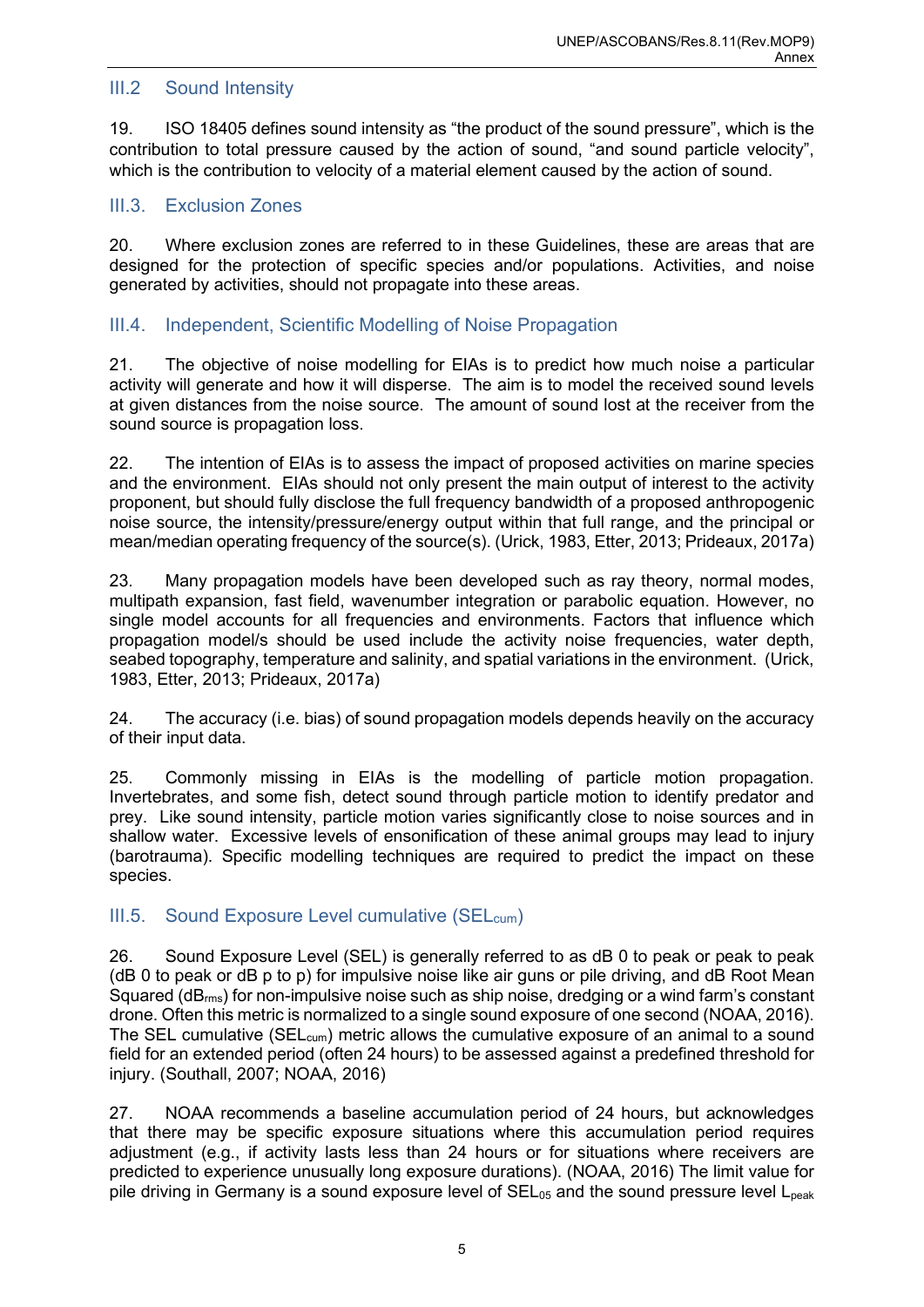## III.2 Sound Intensity

19. ISO 18405 defines sound intensity as "the product of the sound pressure", which is the contribution to total pressure caused by the action of sound, "and sound particle velocity", which is the contribution to velocity of a material element caused by the action of sound.

## III.3. Exclusion Zones

20. Where exclusion zones are referred to in these Guidelines, these are areas that are designed for the protection of specific species and/or populations. Activities, and noise generated by activities, should not propagate into these areas.

## III.4. Independent, Scientific Modelling of Noise Propagation

21. The objective of noise modelling for EIAs is to predict how much noise a particular activity will generate and how it will disperse. The aim is to model the received sound levels at given distances from the noise source. The amount of sound lost at the receiver from the sound source is propagation loss.

22. The intention of EIAs is to assess the impact of proposed activities on marine species and the environment. EIAs should not only present the main output of interest to the activity proponent, but should fully disclose the full frequency bandwidth of a proposed anthropogenic noise source, the intensity/pressure/energy output within that full range, and the principal or mean/median operating frequency of the source(s). (Urick, 1983, Etter, 2013; Prideaux, 2017a)

23. Many propagation models have been developed such as ray theory, normal modes, multipath expansion, fast field, wavenumber integration or parabolic equation. However, no single model accounts for all frequencies and environments. Factors that influence which propagation model/s should be used include the activity noise frequencies, water depth, seabed topography, temperature and salinity, and spatial variations in the environment. (Urick, 1983, Etter, 2013; Prideaux, 2017a)

24. The accuracy (i.e. bias) of sound propagation models depends heavily on the accuracy of their input data.

25. Commonly missing in EIAs is the modelling of particle motion propagation. Invertebrates, and some fish, detect sound through particle motion to identify predator and prey. Like sound intensity, particle motion varies significantly close to noise sources and in shallow water. Excessive levels of ensonification of these animal groups may lead to injury (barotrauma). Specific modelling techniques are required to predict the impact on these species.

## III.5. Sound Exposure Level cumulative ($SEL_{cum}$)

26. Sound Exposure Level (SEL) is generally referred to as dB 0 to peak or peak to peak (dB 0 to peak or dB p to p) for impulsive noise like air guns or pile driving, and dB Root Mean Squared ($dB_{rms}$) for non-impulsive noise such as ship noise, dredging or a wind farm's constant drone. Often this metric is normalized to a single sound exposure of one second (NOAA, 2016). The SEL cumulative ($SEL_{cum}$) metric allows the cumulative exposure of an animal to a sound field for an extended period (often 24 hours) to be assessed against a predefined threshold for injury. (Southall, 2007; NOAA, 2016)

27. NOAA recommends a baseline accumulation period of 24 hours, but acknowledges that there may be specific exposure situations where this accumulation period requires adjustment (e.g., if activity lasts less than 24 hours or for situations where receivers are predicted to experience unusually long exposure durations). (NOAA, 2016) The limit value for pile driving in Germany is a sound exposure level of $SEL_{05}$ and the sound pressure level $L_{peak}$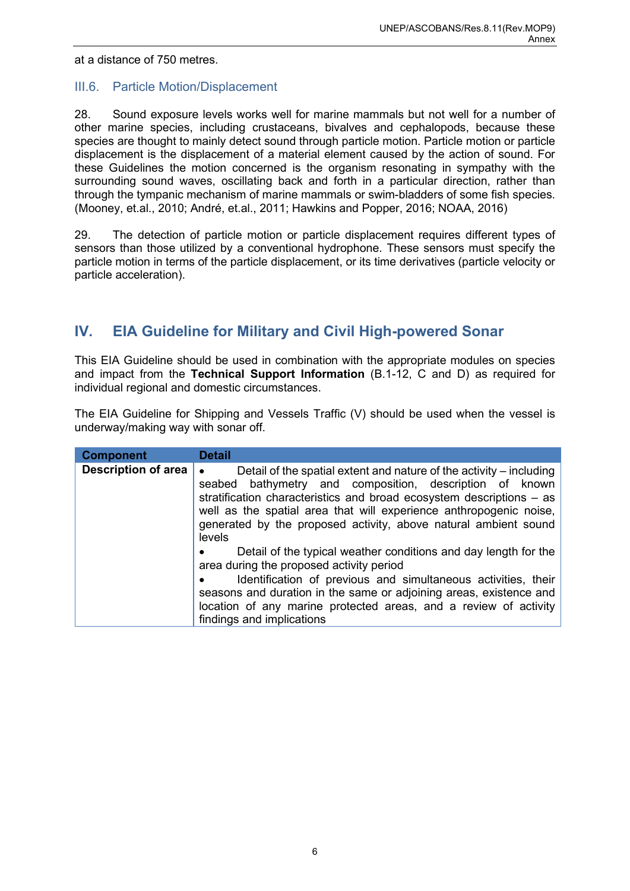at a distance of 750 metres.

### III.6. Particle Motion/Displacement

28. Sound exposure levels works well for marine mammals but not well for a number of other marine species, including crustaceans, bivalves and cephalopods, because these species are thought to mainly detect sound through particle motion. Particle motion or particle displacement is the displacement of a material element caused by the action of sound. For these Guidelines the motion concerned is the organism resonating in sympathy with the surrounding sound waves, oscillating back and forth in a particular direction, rather than through the tympanic mechanism of marine mammals or swim-bladders of some fish species. (Mooney, et.al., 2010; André, et.al., 2011; Hawkins and Popper, 2016; NOAA, 2016)

29. The detection of particle motion or particle displacement requires different types of sensors than those utilized by a conventional hydrophone. These sensors must specify the particle motion in terms of the particle displacement, or its time derivatives (particle velocity or particle acceleration).

## IV. EIA Guideline for Military and Civil High-powered Sonar

This EIA Guideline should be used in combination with the appropriate modules on species and impact from the **Technical Support Information** (B.1-12, C and D) as required for individual regional and domestic circumstances.

The EIA Guideline for Shipping and Vessels Traffic (V) should be used when the vessel is underway/making way with sonar off.

| Component | Detail |
|---|---|
| **Description of area** | • Detail of the spatial extent and nature of the activity – including seabed bathymetry and composition, description of known stratification characteristics and broad ecosystem descriptions – as well as the spatial area that will experience anthropogenic noise, generated by the proposed activity, above natural ambient sound levels<br>• Detail of the typical weather conditions and day length for the area during the proposed activity period<br>• Identification of previous and simultaneous activities, their seasons and duration in the same or adjoining areas, existence and location of any marine protected areas, and a review of activity findings and implications |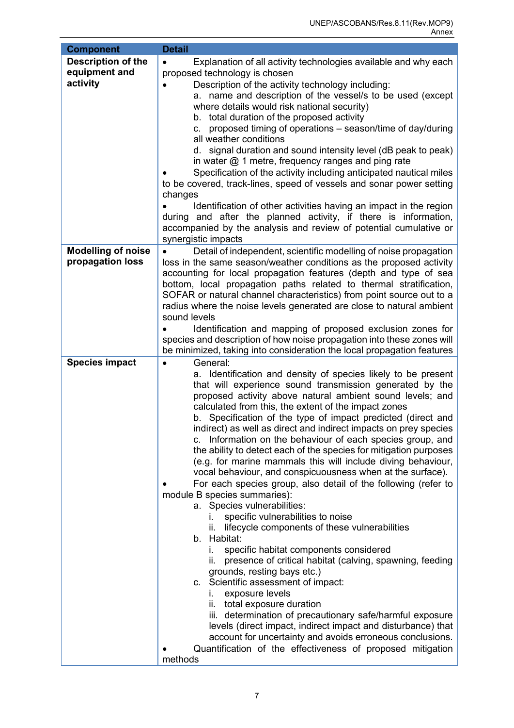| Component | Detail |
|---|---|
| **Description of the equipment and activity** | • Explanation of all activity technologies available and why each proposed technology is chosen<br>• Description of the activity technology including:<br>a. name and description of the vessel/s to be used (except where details would risk national security)<br>b. total duration of the proposed activity<br>c. proposed timing of operations – season/time of day/during all weather conditions<br>d. signal duration and sound intensity level (dB peak to peak) in water @ 1 metre, frequency ranges and ping rate<br>• Specification of the activity including anticipated nautical miles to be covered, track-lines, speed of vessels and sonar power setting changes<br>• Identification of other activities having an impact in the region during and after the planned activity, if there is information, accompanied by the analysis and review of potential cumulative or synergistic impacts |
| **Modelling of noise propagation loss** | • Detail of independent, scientific modelling of noise propagation loss in the same season/weather conditions as the proposed activity accounting for local propagation features (depth and type of sea bottom, local propagation paths related to thermal stratification, SOFAR or natural channel characteristics) from point source out to a radius where the noise levels generated are close to natural ambient sound levels<br>• Identification and mapping of proposed exclusion zones for species and description of how noise propagation into these zones will be minimized, taking into consideration the local propagation features |
| **Species impact** | • General:<br>a. Identification and density of species likely to be present that will experience sound transmission generated by the proposed activity above natural ambient sound levels; and calculated from this, the extent of the impact zones<br>b. Specification of the type of impact predicted (direct and indirect) as well as direct and indirect impacts on prey species<br>c. Information on the behaviour of each species group, and the ability to detect each of the species for mitigation purposes (e.g. for marine mammals this will include diving behaviour, vocal behaviour, and conspicuousness when at the surface).<br>• For each species group, also detail of the following (refer to module B species summaries):<br>a. Species vulnerabilities:<br>i. specific vulnerabilities to noise<br>ii. lifecycle components of these vulnerabilities<br>b. Habitat:<br>i. specific habitat components considered<br>ii. presence of critical habitat (calving, spawning, feeding grounds, resting bays etc.)<br>c. Scientific assessment of impact:<br>i. exposure levels<br>ii. total exposure duration<br>iii. determination of precautionary safe/harmful exposure levels (direct impact, indirect impact and disturbance) that account for uncertainty and avoids erroneous conclusions.<br>• Quantification of the effectiveness of proposed mitigation methods |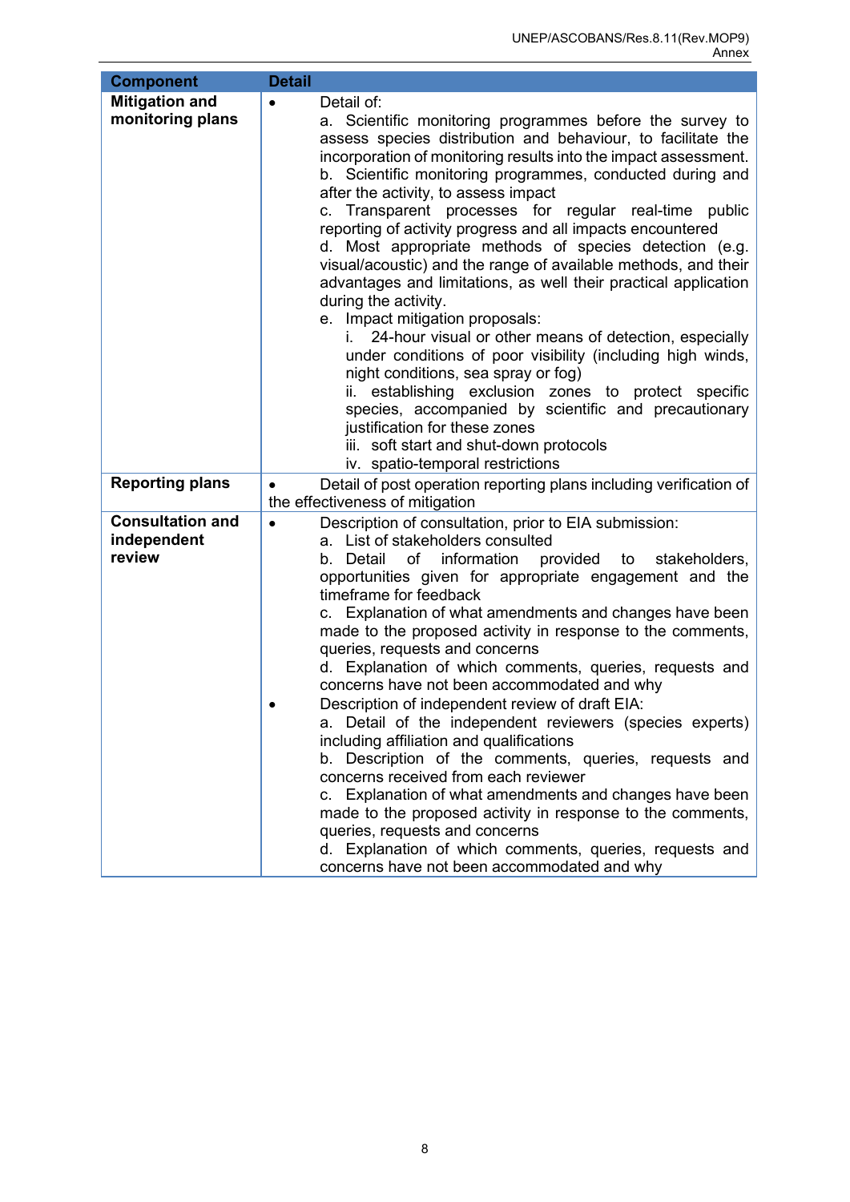| Component | Detail |
|---|---|
| **Mitigation and monitoring plans** | • Detail of:<br>a. Scientific monitoring programmes before the survey to assess species distribution and behaviour, to facilitate the incorporation of monitoring results into the impact assessment.<br>b. Scientific monitoring programmes, conducted during and after the activity, to assess impact<br>c. Transparent processes for regular real-time public reporting of activity progress and all impacts encountered<br>d. Most appropriate methods of species detection (e.g. visual/acoustic) and the range of available methods, and their advantages and limitations, as well their practical application during the activity.<br>e. Impact mitigation proposals:<br>i. 24-hour visual or other means of detection, especially under conditions of poor visibility (including high winds, night conditions, sea spray or fog)<br>ii. establishing exclusion zones to protect specific species, accompanied by scientific and precautionary justification for these zones<br>iii. soft start and shut-down protocols<br>iv. spatio-temporal restrictions |
| **Reporting plans** | • Detail of post operation reporting plans including verification of the effectiveness of mitigation |
| **Consultation and independent review** | • Description of consultation, prior to EIA submission:<br>a. List of stakeholders consulted<br>b. Detail of information provided to stakeholders, opportunities given for appropriate engagement and the timeframe for feedback<br>c. Explanation of what amendments and changes have been made to the proposed activity in response to the comments, queries, requests and concerns<br>d. Explanation of which comments, queries, requests and concerns have not been accommodated and why<br>• Description of independent review of draft EIA:<br>a. Detail of the independent reviewers (species experts) including affiliation and qualifications<br>b. Description of the comments, queries, requests and concerns received from each reviewer<br>c. Explanation of what amendments and changes have been made to the proposed activity in response to the comments, queries, requests and concerns<br>d. Explanation of which comments, queries, requests and concerns have not been accommodated and why |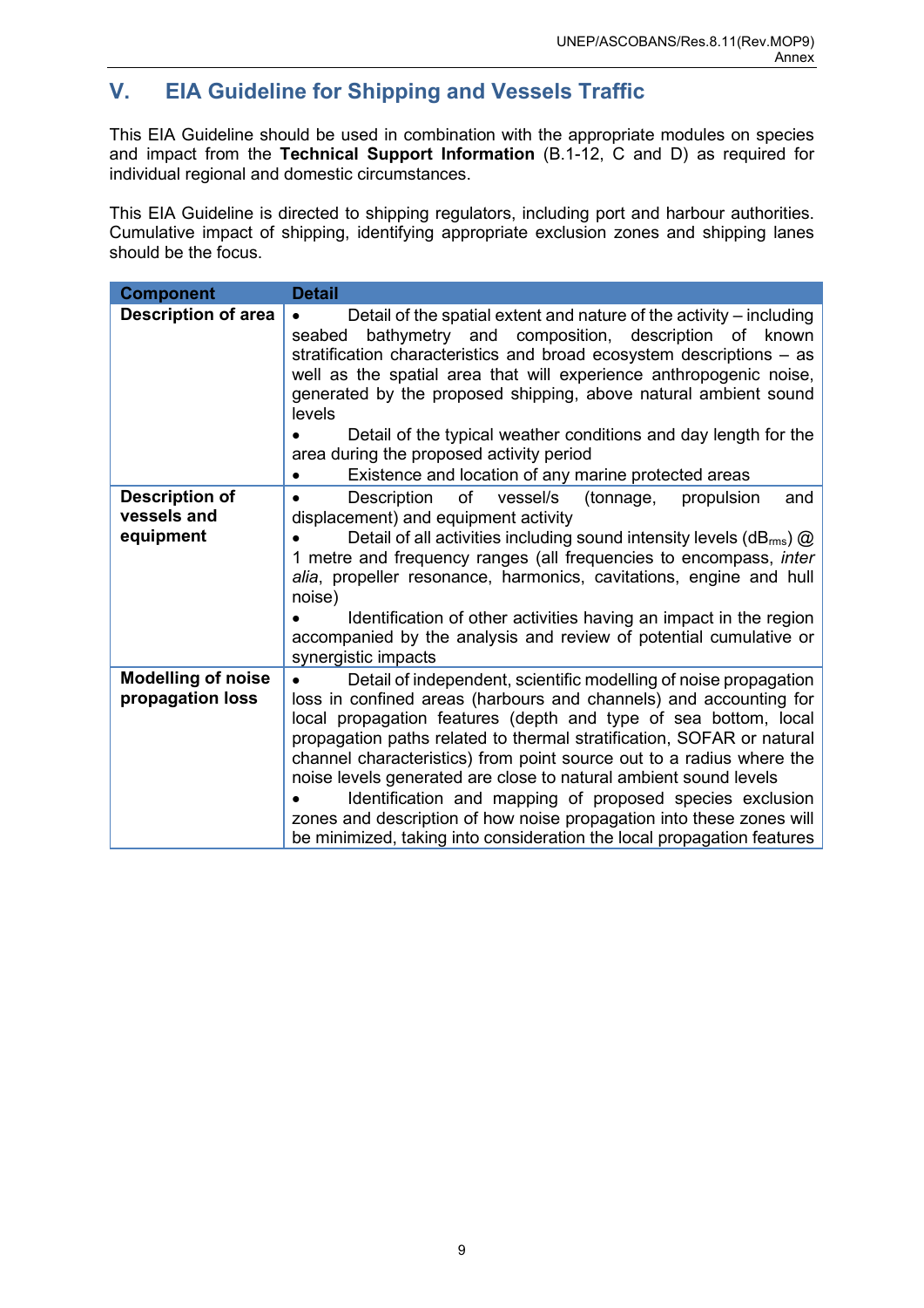## V. EIA Guideline for Shipping and Vessels Traffic

This EIA Guideline should be used in combination with the appropriate modules on species and impact from the **Technical Support Information** (B.1-12, C and D) as required for individual regional and domestic circumstances.

This EIA Guideline is directed to shipping regulators, including port and harbour authorities. Cumulative impact of shipping, identifying appropriate exclusion zones and shipping lanes should be the focus.

| Component | Detail |
|---|---|
| **Description of area** | • Detail of the spatial extent and nature of the activity – including seabed bathymetry and composition, description of known stratification characteristics and broad ecosystem descriptions – as well as the spatial area that will experience anthropogenic noise, generated by the proposed shipping, above natural ambient sound levels<br>• Detail of the typical weather conditions and day length for the area during the proposed activity period<br>• Existence and location of any marine protected areas |
| **Description of vessels and equipment** | • Description of vessel/s (tonnage, propulsion and displacement) and equipment activity<br>• Detail of all activities including sound intensity levels ($dB_{rms}$) @ 1 metre and frequency ranges (all frequencies to encompass, *inter alia*, propeller resonance, harmonics, cavitations, engine and hull noise)<br>• Identification of other activities having an impact in the region accompanied by the analysis and review of potential cumulative or synergistic impacts |
| **Modelling of noise propagation loss** | • Detail of independent, scientific modelling of noise propagation loss in confined areas (harbours and channels) and accounting for local propagation features (depth and type of sea bottom, local propagation paths related to thermal stratification, SOFAR or natural channel characteristics) from point source out to a radius where the noise levels generated are close to natural ambient sound levels<br>• Identification and mapping of proposed species exclusion zones and description of how noise propagation into these zones will be minimized, taking into consideration the local propagation features |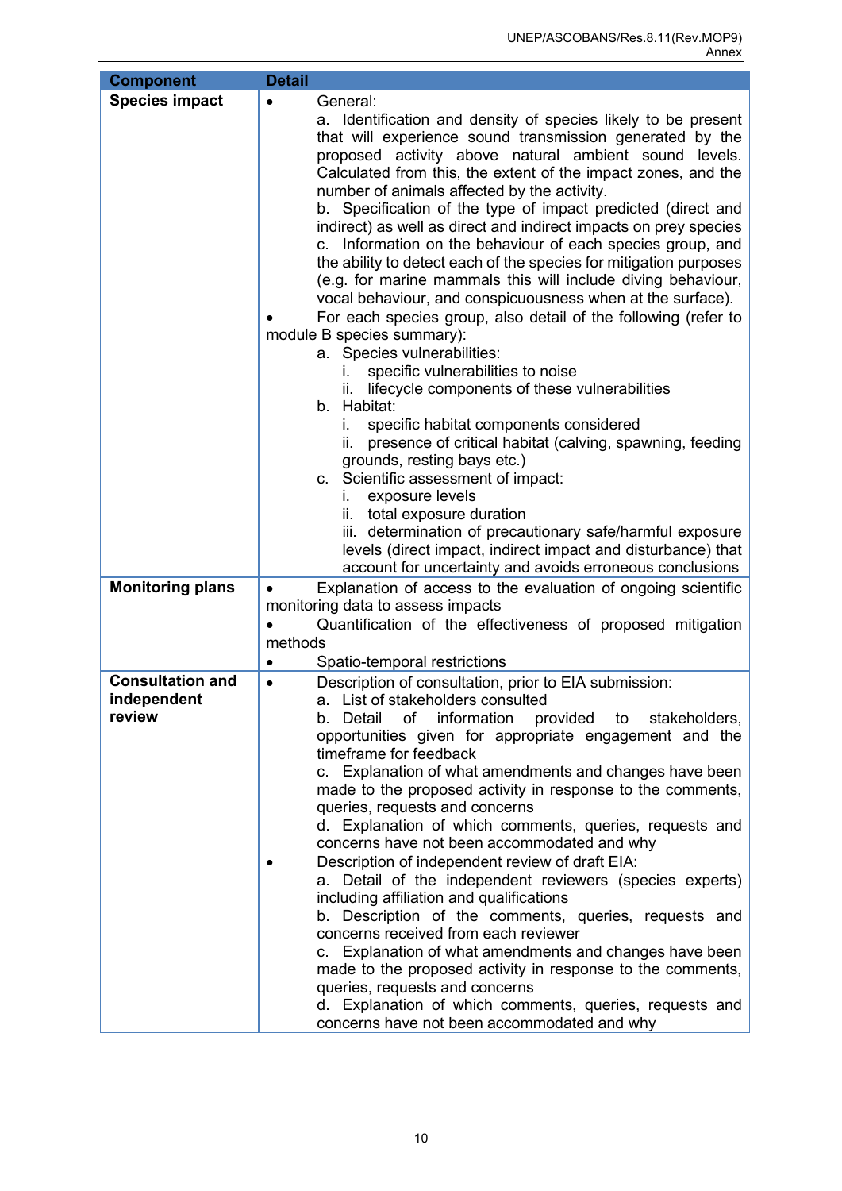| Component | Detail |
|---|---|
| **Species impact** | • General:<br>a. Identification and density of species likely to be present that will experience sound transmission generated by the proposed activity above natural ambient sound levels. Calculated from this, the extent of the impact zones, and the number of animals affected by the activity.<br>b. Specification of the type of impact predicted (direct and indirect) as well as direct and indirect impacts on prey species<br>c. Information on the behaviour of each species group, and the ability to detect each of the species for mitigation purposes (e.g. for marine mammals this will include diving behaviour, vocal behaviour, and conspicuousness when at the surface).<br>• For each species group, also detail of the following (refer to module B species summary):<br>a. Species vulnerabilities:<br>i. specific vulnerabilities to noise<br>ii. lifecycle components of these vulnerabilities<br>b. Habitat:<br>i. specific habitat components considered<br>ii. presence of critical habitat (calving, spawning, feeding grounds, resting bays etc.)<br>c. Scientific assessment of impact:<br>i. exposure levels<br>ii. total exposure duration<br>iii. determination of precautionary safe/harmful exposure levels (direct impact, indirect impact and disturbance) that account for uncertainty and avoids erroneous conclusions |
| **Monitoring plans** | • Explanation of access to the evaluation of ongoing scientific monitoring data to assess impacts<br>• Quantification of the effectiveness of proposed mitigation methods<br>• Spatio-temporal restrictions |
| **Consultation and independent review** | • Description of consultation, prior to EIA submission:<br>a. List of stakeholders consulted<br>b. Detail of information provided to stakeholders, opportunities given for appropriate engagement and the timeframe for feedback<br>c. Explanation of what amendments and changes have been made to the proposed activity in response to the comments, queries, requests and concerns<br>d. Explanation of which comments, queries, requests and concerns have not been accommodated and why<br>• Description of independent review of draft EIA:<br>a. Detail of the independent reviewers (species experts) including affiliation and qualifications<br>b. Description of the comments, queries, requests and concerns received from each reviewer<br>c. Explanation of what amendments and changes have been made to the proposed activity in response to the comments, queries, requests and concerns<br>d. Explanation of which comments, queries, requests and concerns have not been accommodated and why |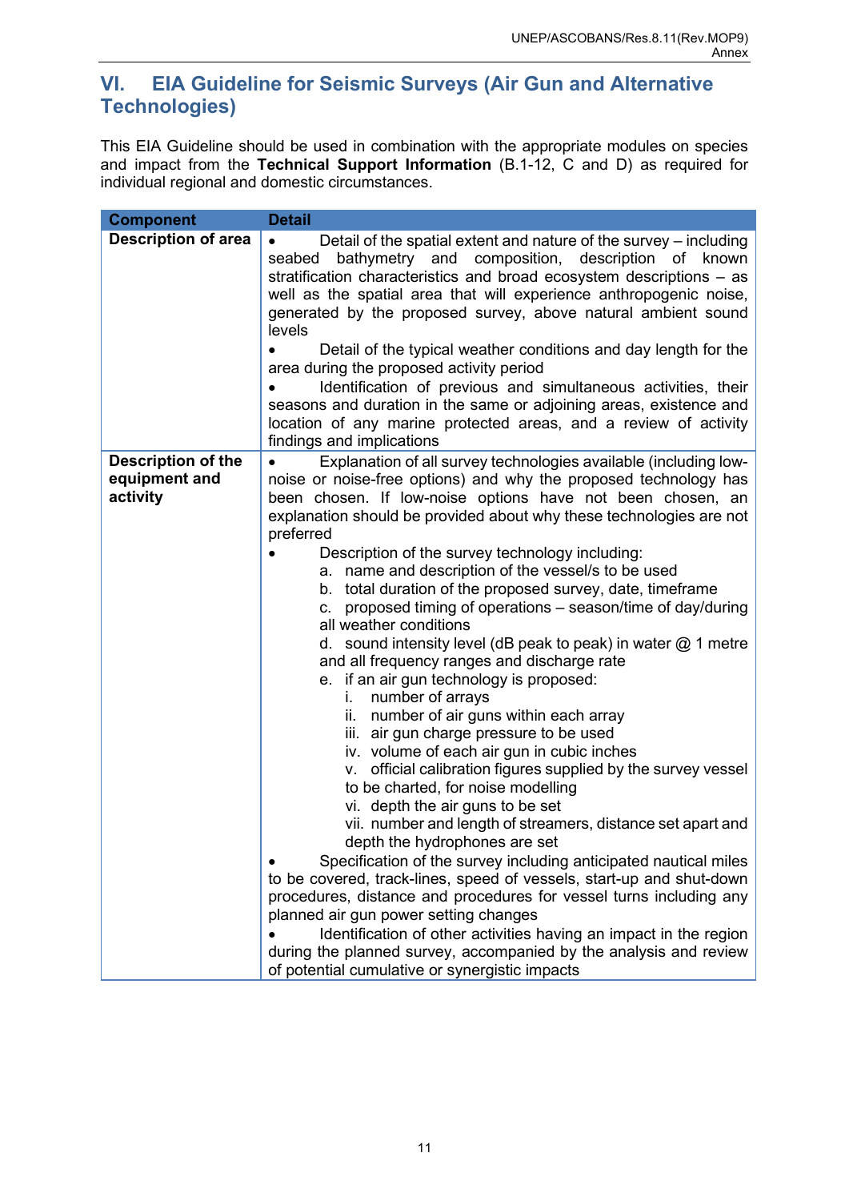## VI. EIA Guideline for Seismic Surveys (Air Gun and Alternative Technologies)

This EIA Guideline should be used in combination with the appropriate modules on species and impact from the **Technical Support Information** (B.1-12, C and D) as required for individual regional and domestic circumstances.

| Component | Detail |
|---|---|
| **Description of area** | • Detail of the spatial extent and nature of the survey – including seabed bathymetry and composition, description of known stratification characteristics and broad ecosystem descriptions – as well as the spatial area that will experience anthropogenic noise, generated by the proposed survey, above natural ambient sound levels<br>• Detail of the typical weather conditions and day length for the area during the proposed activity period<br>• Identification of previous and simultaneous activities, their seasons and duration in the same or adjoining areas, existence and location of any marine protected areas, and a review of activity findings and implications |
| **Description of the equipment and activity** | • Explanation of all survey technologies available (including low-noise or noise-free options) and why the proposed technology has been chosen. If low-noise options have not been chosen, an explanation should be provided about why these technologies are not preferred<br>• Description of the survey technology including:<br>a. name and description of the vessel/s to be used<br>b. total duration of the proposed survey, date, timeframe<br>c. proposed timing of operations – season/time of day/during all weather conditions<br>d. sound intensity level (dB peak to peak) in water @ 1 metre and all frequency ranges and discharge rate<br>e. if an air gun technology is proposed:<br>i. number of arrays<br>ii. number of air guns within each array<br>iii. air gun charge pressure to be used<br>iv. volume of each air gun in cubic inches<br>v. official calibration figures supplied by the survey vessel to be charted, for noise modelling<br>vi. depth the air guns to be set<br>vii. number and length of streamers, distance set apart and depth the hydrophones are set<br>• Specification of the survey including anticipated nautical miles to be covered, track-lines, speed of vessels, start-up and shut-down procedures, distance and procedures for vessel turns including any planned air gun power setting changes<br>• Identification of other activities having an impact in the region during the planned survey, accompanied by the analysis and review of potential cumulative or synergistic impacts |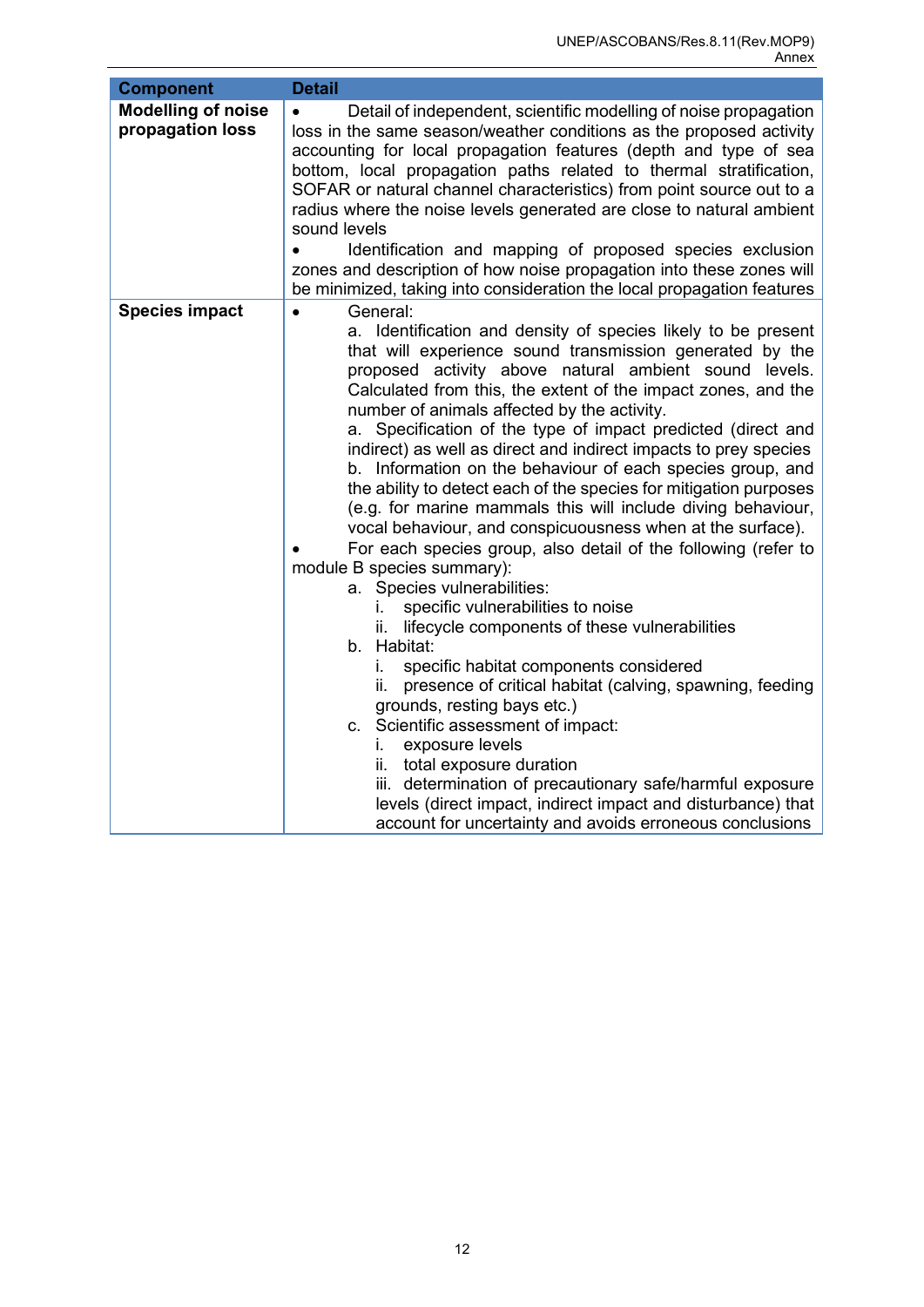| Component | Detail |
|---|---|
| **Modelling of noise propagation loss** | • Detail of independent, scientific modelling of noise propagation loss in the same season/weather conditions as the proposed activity accounting for local propagation features (depth and type of sea bottom, local propagation paths related to thermal stratification, SOFAR or natural channel characteristics) from point source out to a radius where the noise levels generated are close to natural ambient sound levels<br>• Identification and mapping of proposed species exclusion zones and description of how noise propagation into these zones will be minimized, taking into consideration the local propagation features |
| **Species impact** | • General:<br>a. Identification and density of species likely to be present that will experience sound transmission generated by the proposed activity above natural ambient sound levels. Calculated from this, the extent of the impact zones, and the number of animals affected by the activity.<br>a. Specification of the type of impact predicted (direct and indirect) as well as direct and indirect impacts to prey species<br>b. Information on the behaviour of each species group, and the ability to detect each of the species for mitigation purposes (e.g. for marine mammals this will include diving behaviour, vocal behaviour, and conspicuousness when at the surface).<br>• For each species group, also detail of the following (refer to module B species summary):<br>a. Species vulnerabilities:<br>i. specific vulnerabilities to noise<br>ii. lifecycle components of these vulnerabilities<br>b. Habitat:<br>i. specific habitat components considered<br>ii. presence of critical habitat (calving, spawning, feeding grounds, resting bays etc.)<br>c. Scientific assessment of impact:<br>i. exposure levels<br>ii. total exposure duration<br>iii. determination of precautionary safe/harmful exposure levels (direct impact, indirect impact and disturbance) that account for uncertainty and avoids erroneous conclusions |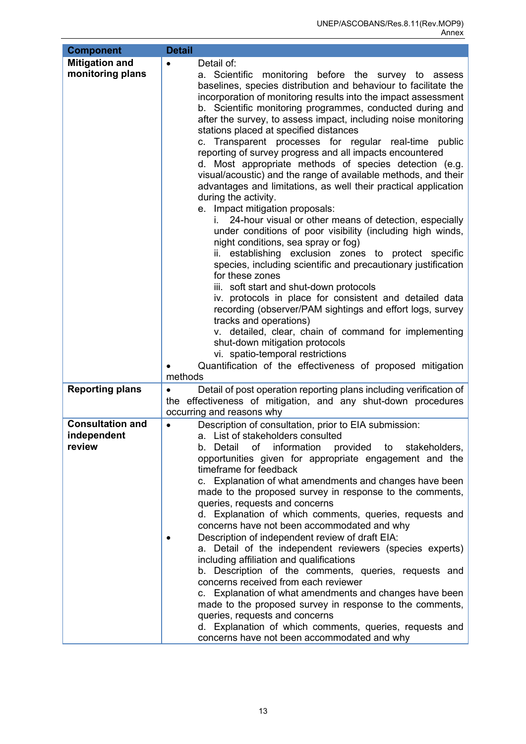| Component | Detail |
|---|---|
| **Mitigation and monitoring plans** | • Detail of:<br>a. Scientific monitoring before the survey to assess baselines, species distribution and behaviour to facilitate the incorporation of monitoring results into the impact assessment<br>b. Scientific monitoring programmes, conducted during and after the survey, to assess impact, including noise monitoring stations placed at specified distances<br>c. Transparent processes for regular real-time public reporting of survey progress and all impacts encountered<br>d. Most appropriate methods of species detection (e.g. visual/acoustic) and the range of available methods, and their advantages and limitations, as well their practical application during the activity.<br>e. Impact mitigation proposals:<br>i. 24-hour visual or other means of detection, especially under conditions of poor visibility (including high winds, night conditions, sea spray or fog)<br>ii. establishing exclusion zones to protect specific species, including scientific and precautionary justification for these zones<br>iii. soft start and shut-down protocols<br>iv. protocols in place for consistent and detailed data recording (observer/PAM sightings and effort logs, survey tracks and operations)<br>v. detailed, clear, chain of command for implementing shut-down mitigation protocols<br>vi. spatio-temporal restrictions<br>• Quantification of the effectiveness of proposed mitigation methods |
| **Reporting plans** | • Detail of post operation reporting plans including verification of the effectiveness of mitigation, and any shut-down procedures occurring and reasons why |
| **Consultation and independent review** | • Description of consultation, prior to EIA submission:<br>a. List of stakeholders consulted<br>b. Detail of information provided to stakeholders, opportunities given for appropriate engagement and the timeframe for feedback<br>c. Explanation of what amendments and changes have been made to the proposed survey in response to the comments, queries, requests and concerns<br>d. Explanation of which comments, queries, requests and concerns have not been accommodated and why<br>• Description of independent review of draft EIA:<br>a. Detail of the independent reviewers (species experts) including affiliation and qualifications<br>b. Description of the comments, queries, requests and concerns received from each reviewer<br>c. Explanation of what amendments and changes have been made to the proposed survey in response to the comments, queries, requests and concerns<br>d. Explanation of which comments, queries, requests and concerns have not been accommodated and why |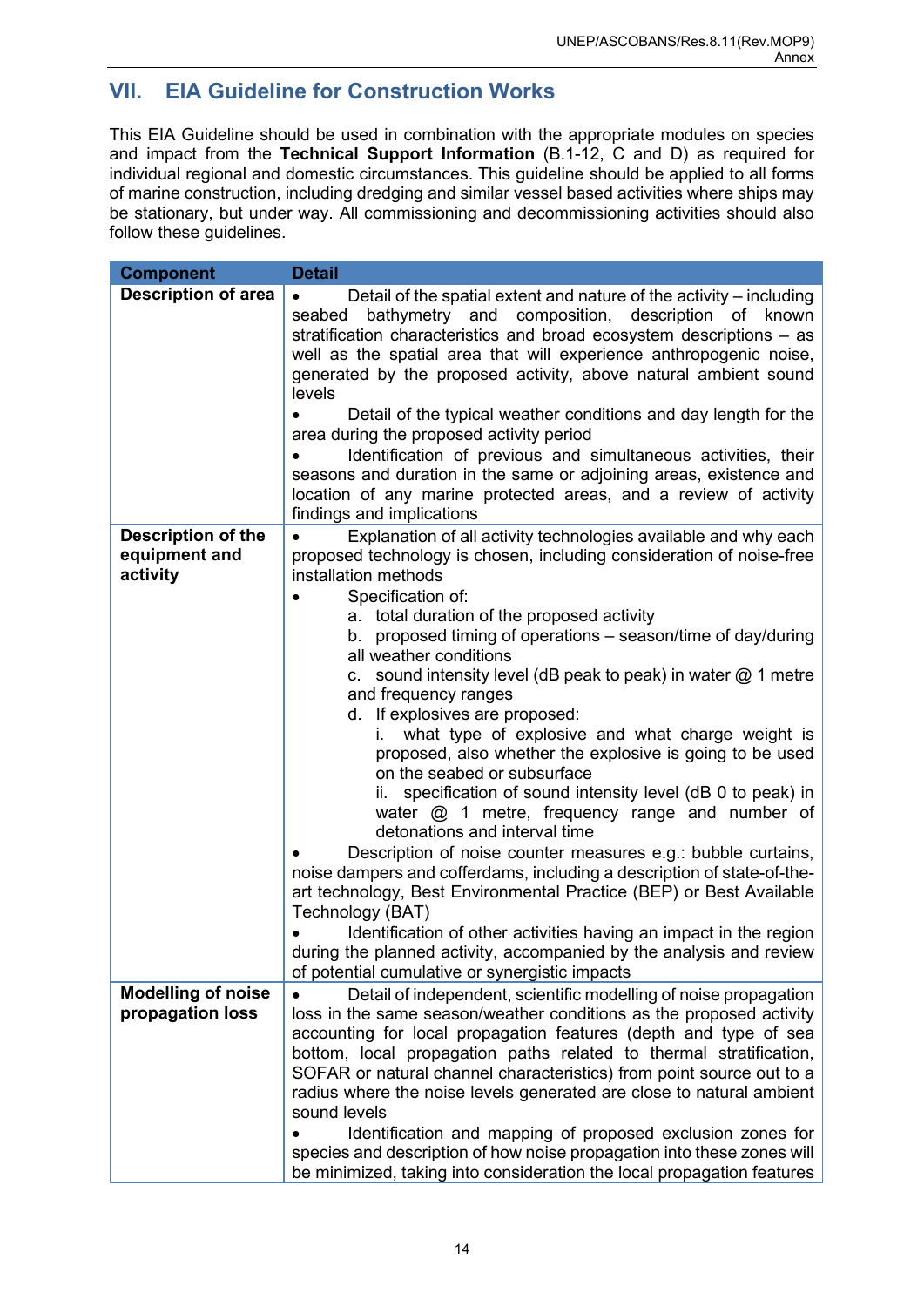## VII. EIA Guideline for Construction Works

This EIA Guideline should be used in combination with the appropriate modules on species and impact from the **Technical Support Information** (B.1-12, C and D) as required for individual regional and domestic circumstances. This guideline should be applied to all forms of marine construction, including dredging and similar vessel based activities where ships may be stationary, but under way. All commissioning and decommissioning activities should also follow these guidelines.

| Component | Detail |
|---|---|
| **Description of area** | • Detail of the spatial extent and nature of the activity – including seabed bathymetry and composition, description of known stratification characteristics and broad ecosystem descriptions – as well as the spatial area that will experience anthropogenic noise, generated by the proposed activity, above natural ambient sound levels<br>• Detail of the typical weather conditions and day length for the area during the proposed activity period<br>• Identification of previous and simultaneous activities, their seasons and duration in the same or adjoining areas, existence and location of any marine protected areas, and a review of activity findings and implications |
| **Description of the equipment and activity** | • Explanation of all activity technologies available and why each proposed technology is chosen, including consideration of noise-free installation methods<br>• Specification of:<br>a. total duration of the proposed activity<br>b. proposed timing of operations – season/time of day/during all weather conditions<br>c. sound intensity level (dB peak to peak) in water @ 1 metre and frequency ranges<br>d. If explosives are proposed:<br>i. what type of explosive and what charge weight is proposed, also whether the explosive is going to be used on the seabed or subsurface<br>ii. specification of sound intensity level (dB 0 to peak) in water @ 1 metre, frequency range and number of detonations and interval time<br>• Description of noise counter measures e.g.: bubble curtains, noise dampers and cofferdams, including a description of state-of-the-art technology, Best Environmental Practice (BEP) or Best Available Technology (BAT)<br>• Identification of other activities having an impact in the region during the planned activity, accompanied by the analysis and review of potential cumulative or synergistic impacts |
| **Modelling of noise propagation loss** | • Detail of independent, scientific modelling of noise propagation loss in the same season/weather conditions as the proposed activity accounting for local propagation features (depth and type of sea bottom, local propagation paths related to thermal stratification, SOFAR or natural channel characteristics) from point source out to a radius where the noise levels generated are close to natural ambient sound levels<br>• Identification and mapping of proposed exclusion zones for species and description of how noise propagation into these zones will be minimized, taking into consideration the local propagation features |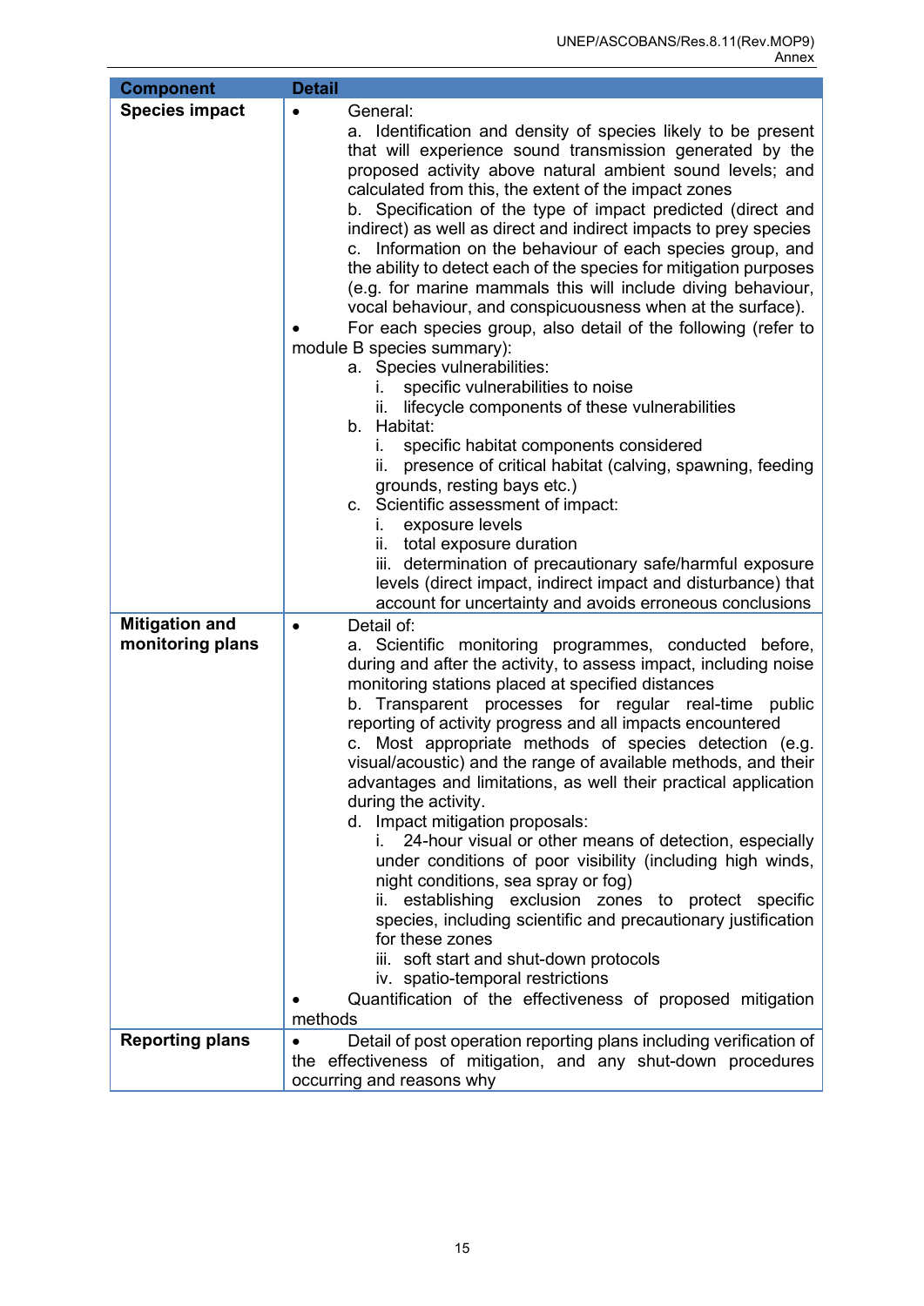| Component | Detail |
|---|---|
| **Species impact** | • General:<br>a. Identification and density of species likely to be present that will experience sound transmission generated by the proposed activity above natural ambient sound levels; and calculated from this, the extent of the impact zones<br>b. Specification of the type of impact predicted (direct and indirect) as well as direct and indirect impacts to prey species<br>c. Information on the behaviour of each species group, and the ability to detect each of the species for mitigation purposes (e.g. for marine mammals this will include diving behaviour, vocal behaviour, and conspicuousness when at the surface).<br>• For each species group, also detail of the following (refer to module B species summary):<br>a. Species vulnerabilities:<br>i. specific vulnerabilities to noise<br>ii. lifecycle components of these vulnerabilities<br>b. Habitat:<br>i. specific habitat components considered<br>ii. presence of critical habitat (calving, spawning, feeding grounds, resting bays etc.)<br>c. Scientific assessment of impact:<br>i. exposure levels<br>ii. total exposure duration<br>iii. determination of precautionary safe/harmful exposure levels (direct impact, indirect impact and disturbance) that account for uncertainty and avoids erroneous conclusions |
| **Mitigation and monitoring plans** | • Detail of:<br>a. Scientific monitoring programmes, conducted before, during and after the activity, to assess impact, including noise monitoring stations placed at specified distances<br>b. Transparent processes for regular real-time public reporting of activity progress and all impacts encountered<br>c. Most appropriate methods of species detection (e.g. visual/acoustic) and the range of available methods, and their advantages and limitations, as well their practical application during the activity.<br>d. Impact mitigation proposals:<br>i. 24-hour visual or other means of detection, especially under conditions of poor visibility (including high winds, night conditions, sea spray or fog)<br>ii. establishing exclusion zones to protect specific species, including scientific and precautionary justification for these zones<br>iii. soft start and shut-down protocols<br>iv. spatio-temporal restrictions<br>• Quantification of the effectiveness of proposed mitigation methods |
| **Reporting plans** | • Detail of post operation reporting plans including verification of the effectiveness of mitigation, and any shut-down procedures occurring and reasons why |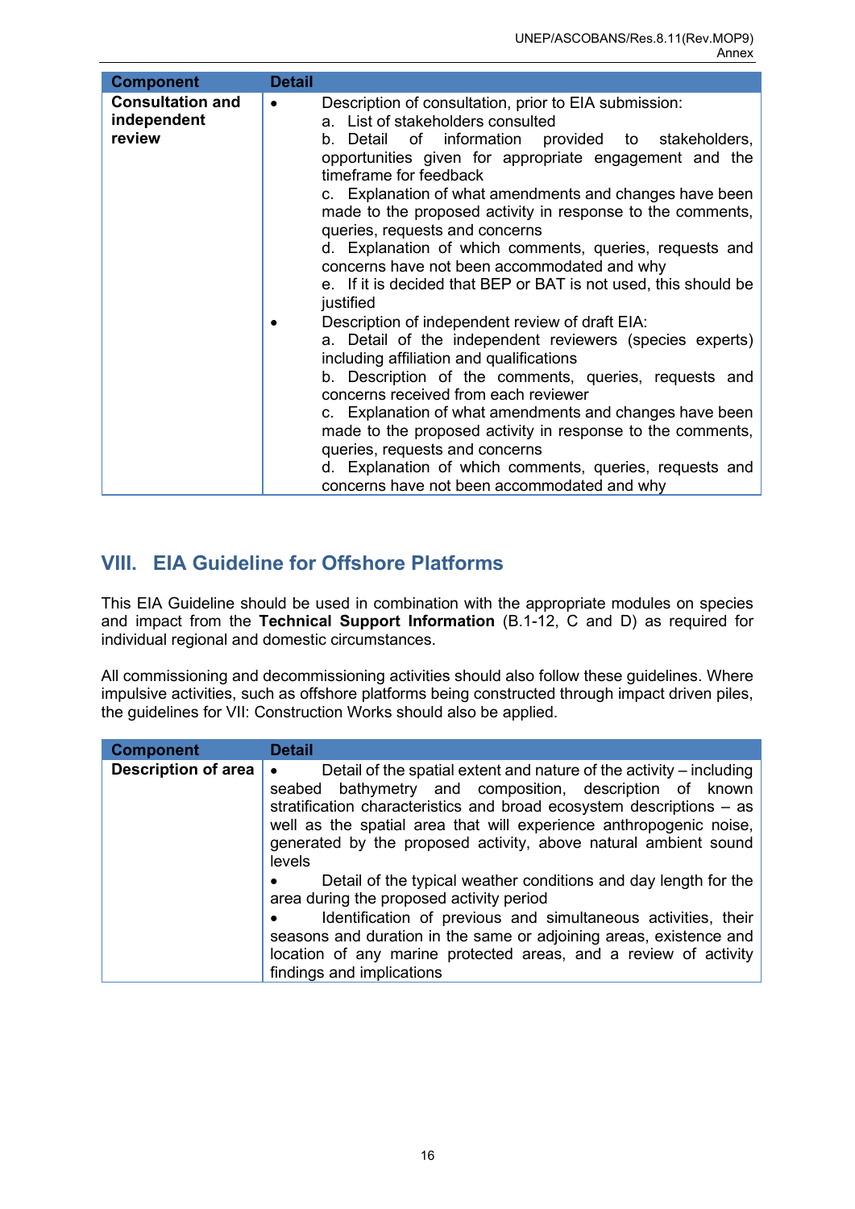| Component | Detail |
|---|---|
| **Consultation and independent review** | • Description of consultation, prior to EIA submission:<br>a. List of stakeholders consulted<br>b. Detail of information provided to stakeholders, opportunities given for appropriate engagement and the timeframe for feedback<br>c. Explanation of what amendments and changes have been made to the proposed activity in response to the comments, queries, requests and concerns<br>d. Explanation of which comments, queries, requests and concerns have not been accommodated and why<br>e. If it is decided that BEP or BAT is not used, this should be justified<br>• Description of independent review of draft EIA:<br>a. Detail of the independent reviewers (species experts) including affiliation and qualifications<br>b. Description of the comments, queries, requests and concerns received from each reviewer<br>c. Explanation of what amendments and changes have been made to the proposed activity in response to the comments, queries, requests and concerns<br>d. Explanation of which comments, queries, requests and concerns have not been accommodated and why |

## VIII. EIA Guideline for Offshore Platforms

This EIA Guideline should be used in combination with the appropriate modules on species and impact from the **Technical Support Information** (B.1-12, C and D) as required for individual regional and domestic circumstances.

All commissioning and decommissioning activities should also follow these guidelines. Where impulsive activities, such as offshore platforms being constructed through impact driven piles, the guidelines for VII: Construction Works should also be applied.

| Component | Detail |
|---|---|
| **Description of area** | • Detail of the spatial extent and nature of the activity – including seabed bathymetry and composition, description of known stratification characteristics and broad ecosystem descriptions – as well as the spatial area that will experience anthropogenic noise, generated by the proposed activity, above natural ambient sound levels<br>• Detail of the typical weather conditions and day length for the area during the proposed activity period<br>• Identification of previous and simultaneous activities, their seasons and duration in the same or adjoining areas, existence and location of any marine protected areas, and a review of activity findings and implications |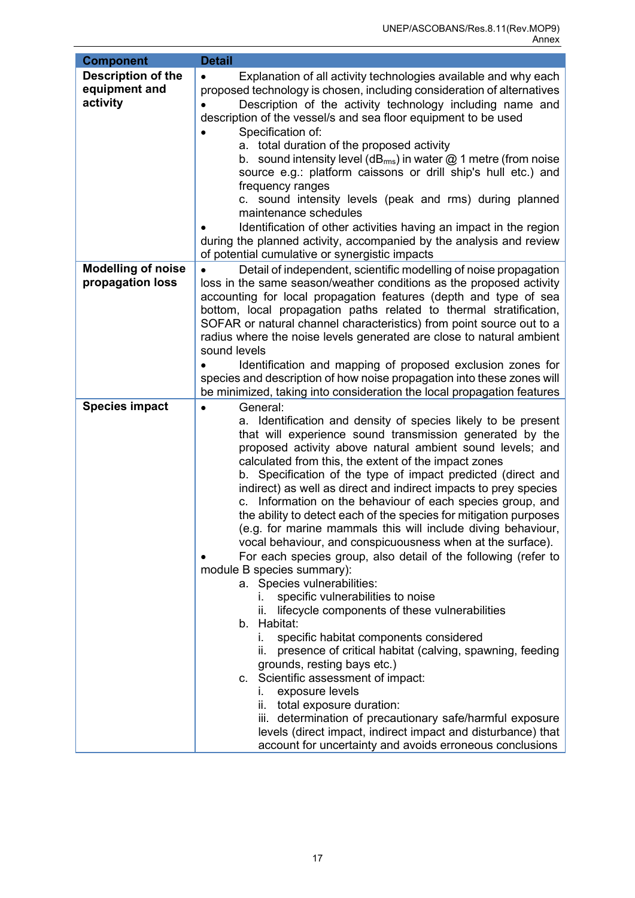| Component | Detail |
|---|---|
| **Description of the equipment and activity** | • Explanation of all activity technologies available and why each proposed technology is chosen, including consideration of alternatives<br>• Description of the activity technology including name and description of the vessel/s and sea floor equipment to be used<br>• Specification of:<br>a. total duration of the proposed activity<br>b. sound intensity level ($dB_{rms}$) in water @ 1 metre (from noise source e.g.: platform caissons or drill ship's hull etc.) and frequency ranges<br>c. sound intensity levels (peak and rms) during planned maintenance schedules<br>• Identification of other activities having an impact in the region during the planned activity, accompanied by the analysis and review of potential cumulative or synergistic impacts |
| **Modelling of noise propagation loss** | • Detail of independent, scientific modelling of noise propagation loss in the same season/weather conditions as the proposed activity accounting for local propagation features (depth and type of sea bottom, local propagation paths related to thermal stratification, SOFAR or natural channel characteristics) from point source out to a radius where the noise levels generated are close to natural ambient sound levels<br>• Identification and mapping of proposed exclusion zones for species and description of how noise propagation into these zones will be minimized, taking into consideration the local propagation features |
| **Species impact** | • General:<br>a. Identification and density of species likely to be present that will experience sound transmission generated by the proposed activity above natural ambient sound levels; and calculated from this, the extent of the impact zones<br>b. Specification of the type of impact predicted (direct and indirect) as well as direct and indirect impacts to prey species<br>c. Information on the behaviour of each species group, and the ability to detect each of the species for mitigation purposes (e.g. for marine mammals this will include diving behaviour, vocal behaviour, and conspicuousness when at the surface).<br>• For each species group, also detail of the following (refer to module B species summary):<br>a. Species vulnerabilities:<br>i. specific vulnerabilities to noise<br>ii. lifecycle components of these vulnerabilities<br>b. Habitat:<br>i. specific habitat components considered<br>ii. presence of critical habitat (calving, spawning, feeding grounds, resting bays etc.)<br>c. Scientific assessment of impact:<br>i. exposure levels<br>ii. total exposure duration:<br>iii. determination of precautionary safe/harmful exposure levels (direct impact, indirect impact and disturbance) that account for uncertainty and avoids erroneous conclusions |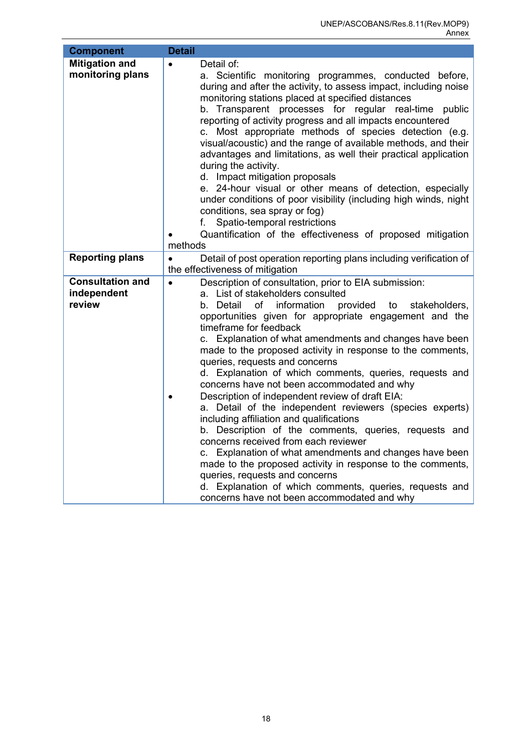| Component | Detail |
|---|---|
| **Mitigation and monitoring plans** | • Detail of:<br>a. Scientific monitoring programmes, conducted before, during and after the activity, to assess impact, including noise monitoring stations placed at specified distances<br>b. Transparent processes for regular real-time public reporting of activity progress and all impacts encountered<br>c. Most appropriate methods of species detection (e.g. visual/acoustic) and the range of available methods, and their advantages and limitations, as well their practical application during the activity.<br>d. Impact mitigation proposals<br>e. 24-hour visual or other means of detection, especially under conditions of poor visibility (including high winds, night conditions, sea spray or fog)<br>f. Spatio-temporal restrictions<br>• Quantification of the effectiveness of proposed mitigation methods |
| **Reporting plans** | • Detail of post operation reporting plans including verification of the effectiveness of mitigation |
| **Consultation and independent review** | • Description of consultation, prior to EIA submission:<br>a. List of stakeholders consulted<br>b. Detail of information provided to stakeholders, opportunities given for appropriate engagement and the timeframe for feedback<br>c. Explanation of what amendments and changes have been made to the proposed activity in response to the comments, queries, requests and concerns<br>d. Explanation of which comments, queries, requests and concerns have not been accommodated and why<br>• Description of independent review of draft EIA:<br>a. Detail of the independent reviewers (species experts) including affiliation and qualifications<br>b. Description of the comments, queries, requests and concerns received from each reviewer<br>c. Explanation of what amendments and changes have been made to the proposed activity in response to the comments, queries, requests and concerns<br>d. Explanation of which comments, queries, requests and concerns have not been accommodated and why |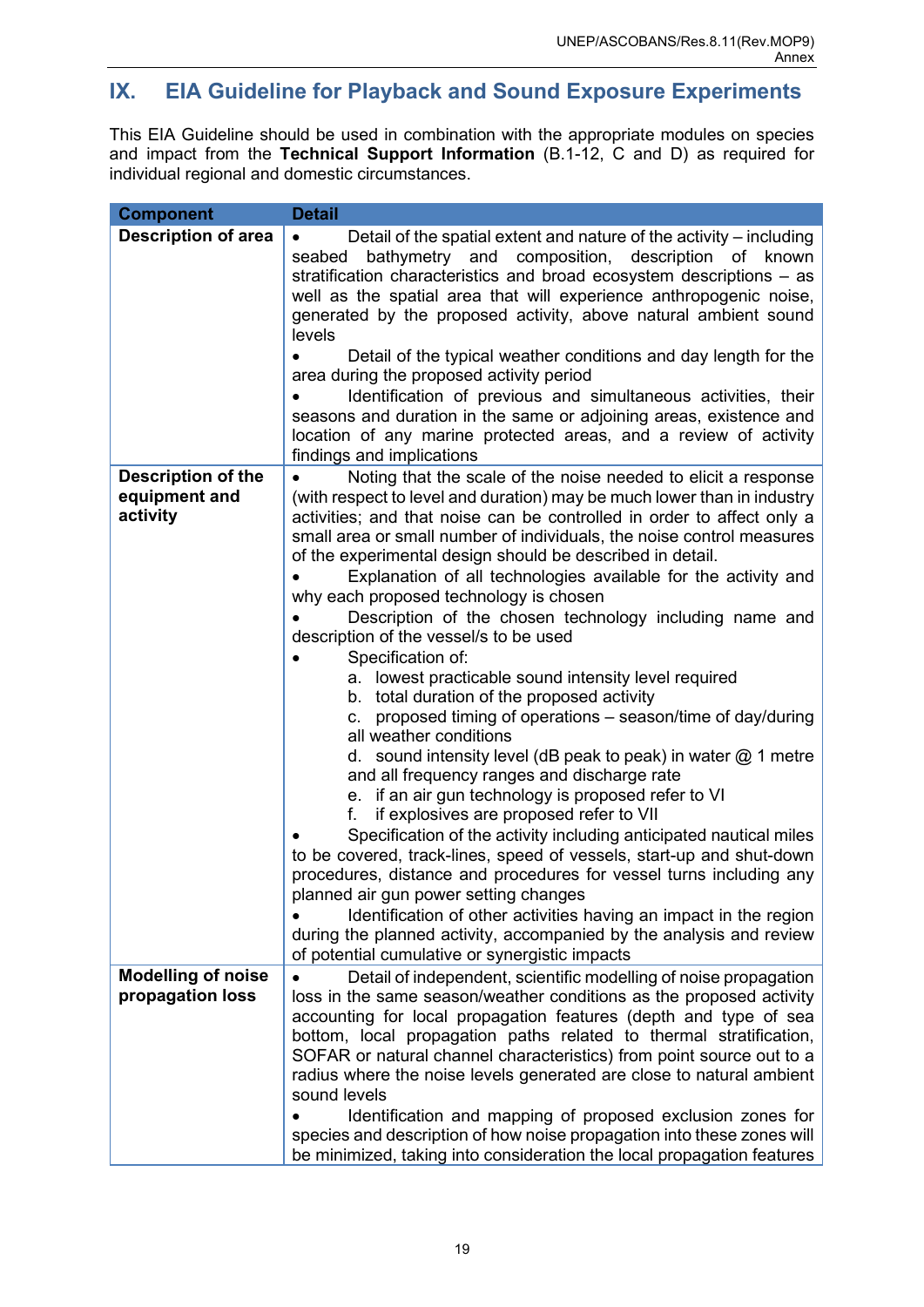## IX. EIA Guideline for Playback and Sound Exposure Experiments

This EIA Guideline should be used in combination with the appropriate modules on species and impact from the **Technical Support Information** (B.1-12, C and D) as required for individual regional and domestic circumstances.

| Component | Detail |
|---|---|
| **Description of area** | • Detail of the spatial extent and nature of the activity – including seabed bathymetry and composition, description of known stratification characteristics and broad ecosystem descriptions – as well as the spatial area that will experience anthropogenic noise, generated by the proposed activity, above natural ambient sound levels<br>• Detail of the typical weather conditions and day length for the area during the proposed activity period<br>• Identification of previous and simultaneous activities, their seasons and duration in the same or adjoining areas, existence and location of any marine protected areas, and a review of activity findings and implications |
| **Description of the equipment and activity** | • Noting that the scale of the noise needed to elicit a response (with respect to level and duration) may be much lower than in industry activities; and that noise can be controlled in order to affect only a small area or small number of individuals, the noise control measures of the experimental design should be described in detail.<br>• Explanation of all technologies available for the activity and why each proposed technology is chosen<br>• Description of the chosen technology including name and description of the vessel/s to be used<br>• Specification of:<br>a. lowest practicable sound intensity level required<br>b. total duration of the proposed activity<br>c. proposed timing of operations – season/time of day/during all weather conditions<br>d. sound intensity level (dB peak to peak) in water @ 1 metre and all frequency ranges and discharge rate<br>e. if an air gun technology is proposed refer to VI<br>f. if explosives are proposed refer to VII<br>• Specification of the activity including anticipated nautical miles to be covered, track-lines, speed of vessels, start-up and shut-down procedures, distance and procedures for vessel turns including any planned air gun power setting changes<br>• Identification of other activities having an impact in the region during the planned activity, accompanied by the analysis and review of potential cumulative or synergistic impacts |
| **Modelling of noise propagation loss** | • Detail of independent, scientific modelling of noise propagation loss in the same season/weather conditions as the proposed activity accounting for local propagation features (depth and type of sea bottom, local propagation paths related to thermal stratification, SOFAR or natural channel characteristics) from point source out to a radius where the noise levels generated are close to natural ambient sound levels<br>• Identification and mapping of proposed exclusion zones for species and description of how noise propagation into these zones will be minimized, taking into consideration the local propagation features |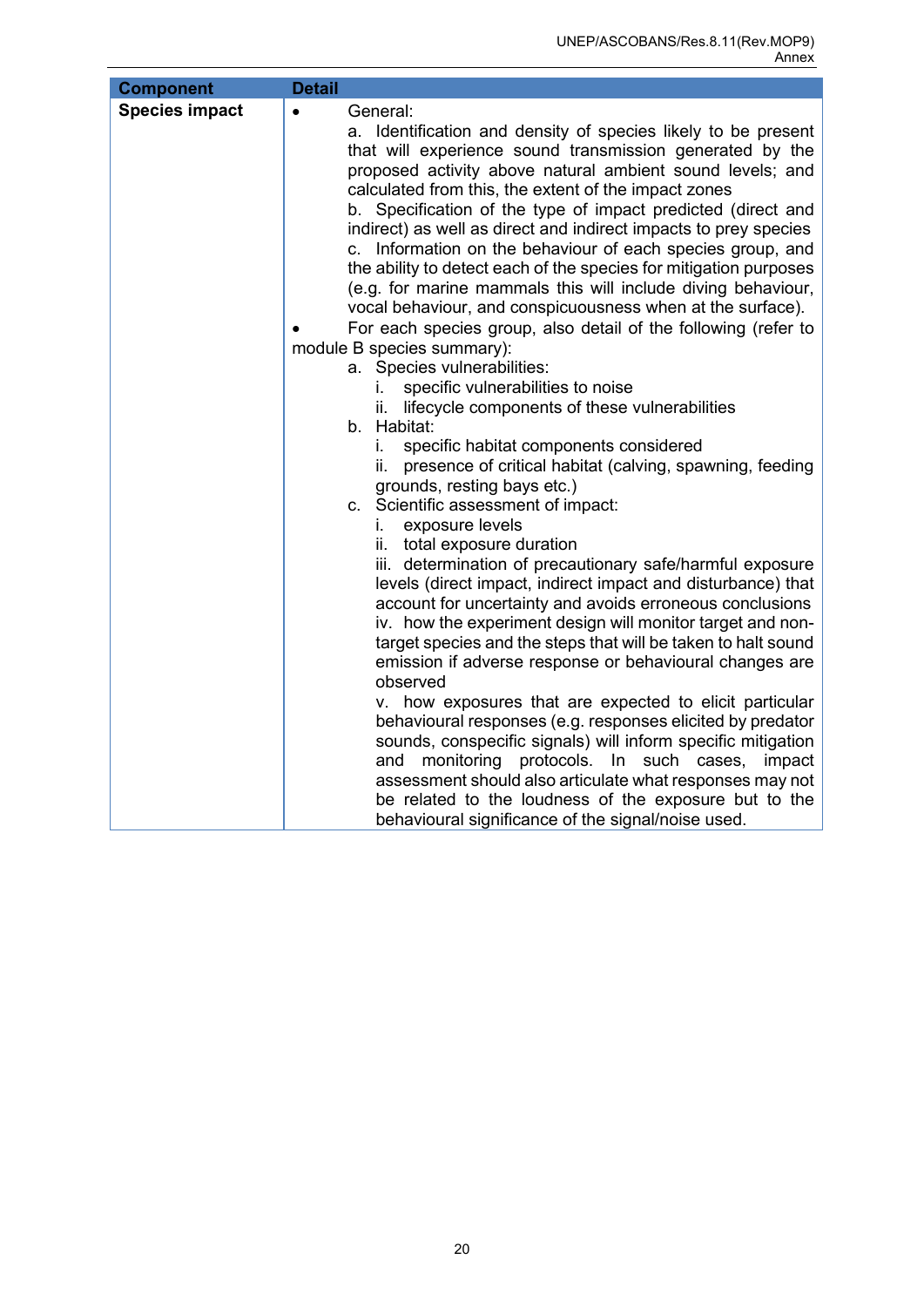| Component | Detail |
| --- | --- |
| **Species impact** | • General:<br>a. Identification and density of species likely to be present that will experience sound transmission generated by the proposed activity above natural ambient sound levels; and calculated from this, the extent of the impact zones<br>b. Specification of the type of impact predicted (direct and indirect) as well as direct and indirect impacts to prey species<br>c. Information on the behaviour of each species group, and the ability to detect each of the species for mitigation purposes (e.g. for marine mammals this will include diving behaviour, vocal behaviour, and conspicuousness when at the surface).<br>• For each species group, also detail of the following (refer to module B species summary):<br>a. Species vulnerabilities:<br>i. specific vulnerabilities to noise<br>ii. lifecycle components of these vulnerabilities<br>b. Habitat:<br>i. specific habitat components considered<br>ii. presence of critical habitat (calving, spawning, feeding grounds, resting bays etc.)<br>c. Scientific assessment of impact:<br>i. exposure levels<br>ii. total exposure duration<br>iii. determination of precautionary safe/harmful exposure levels (direct impact, indirect impact and disturbance) that account for uncertainty and avoids erroneous conclusions<br>iv. how the experiment design will monitor target and non-target species and the steps that will be taken to halt sound emission if adverse response or behavioural changes are observed<br>v. how exposures that are expected to elicit particular behavioural responses (e.g. responses elicited by predator sounds, conspecific signals) will inform specific mitigation and monitoring protocols. In such cases, impact assessment should also articulate what responses may not be related to the loudness of the exposure but to the behavioural significance of the signal/noise used. |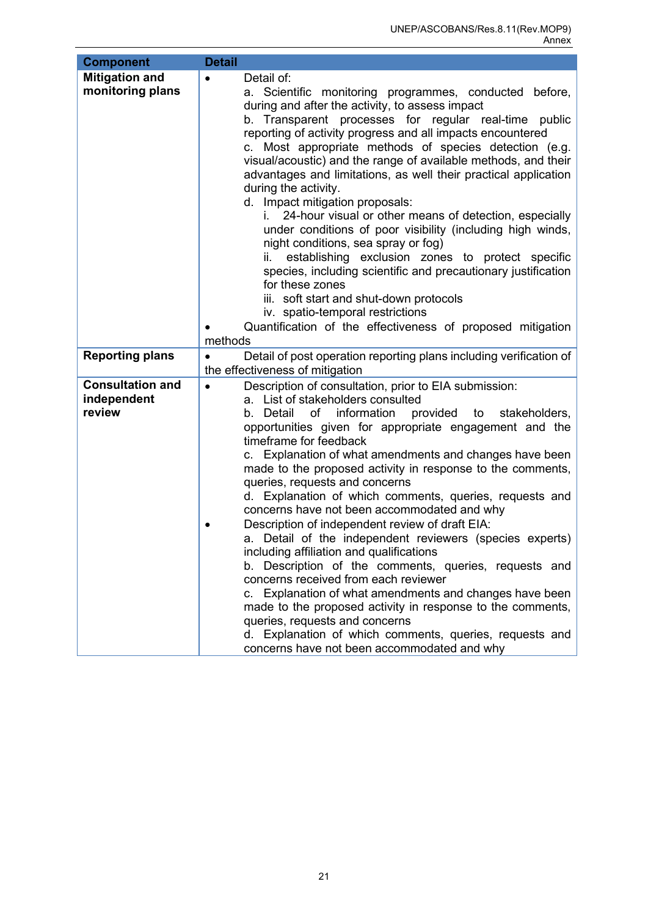| Component | Detail |
|---|---|
| **Mitigation and monitoring plans** | • Detail of:<br>a. Scientific monitoring programmes, conducted before, during and after the activity, to assess impact<br>b. Transparent processes for regular real-time public reporting of activity progress and all impacts encountered<br>c. Most appropriate methods of species detection (e.g. visual/acoustic) and the range of available methods, and their advantages and limitations, as well their practical application during the activity.<br>d. Impact mitigation proposals:<br>i. 24-hour visual or other means of detection, especially under conditions of poor visibility (including high winds, night conditions, sea spray or fog)<br>ii. establishing exclusion zones to protect specific species, including scientific and precautionary justification for these zones<br>iii. soft start and shut-down protocols<br>iv. spatio-temporal restrictions<br>• Quantification of the effectiveness of proposed mitigation methods |
| **Reporting plans** | • Detail of post operation reporting plans including verification of the effectiveness of mitigation |
| **Consultation and independent review** | • Description of consultation, prior to EIA submission:<br>a. List of stakeholders consulted<br>b. Detail of information provided to stakeholders, opportunities given for appropriate engagement and the timeframe for feedback<br>c. Explanation of what amendments and changes have been made to the proposed activity in response to the comments, queries, requests and concerns<br>d. Explanation of which comments, queries, requests and concerns have not been accommodated and why<br>• Description of independent review of draft EIA:<br>a. Detail of the independent reviewers (species experts) including affiliation and qualifications<br>b. Description of the comments, queries, requests and concerns received from each reviewer<br>c. Explanation of what amendments and changes have been made to the proposed activity in response to the comments, queries, requests and concerns<br>d. Explanation of which comments, queries, requests and concerns have not been accommodated and why |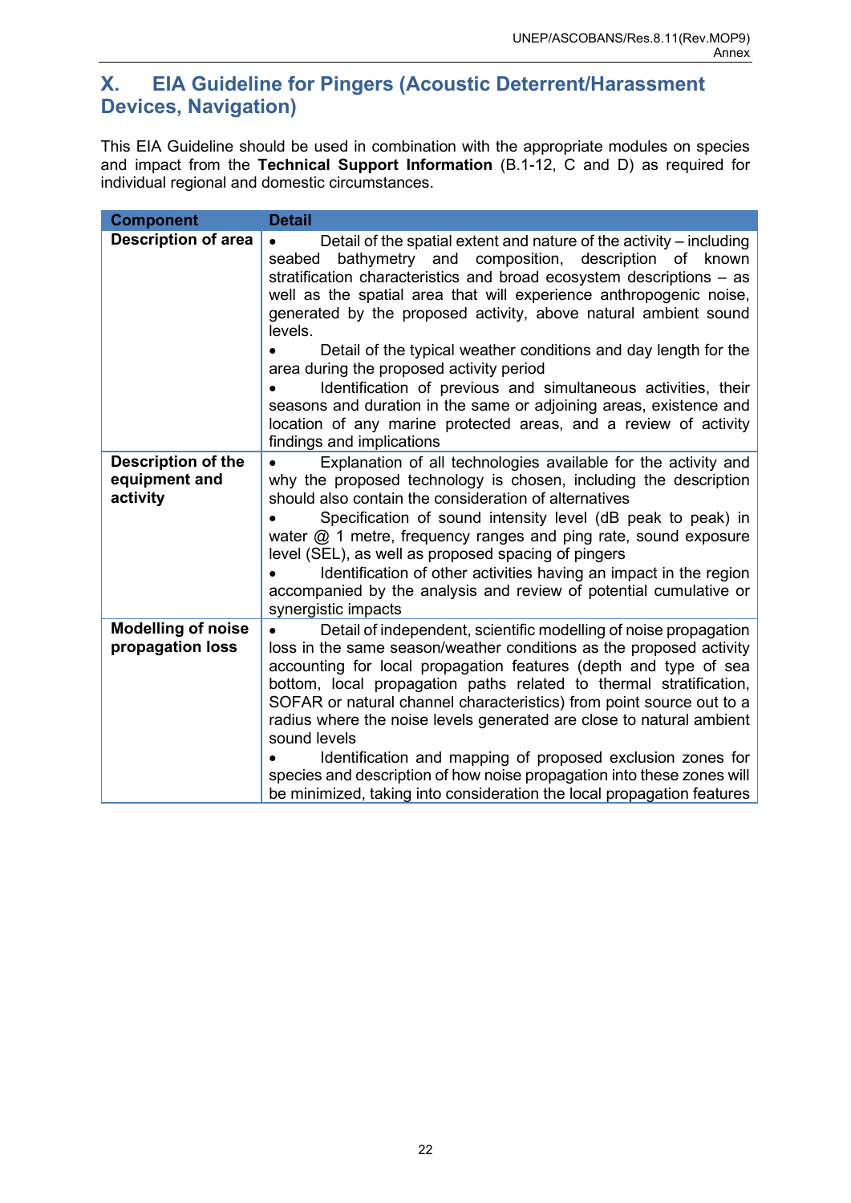## X. EIA Guideline for Pingers (Acoustic Deterrent/Harassment Devices, Navigation)

This EIA Guideline should be used in combination with the appropriate modules on species and impact from the **Technical Support Information** (B.1-12, C and D) as required for individual regional and domestic circumstances.

| Component | Detail |
|---|---|
| **Description of area** | • Detail of the spatial extent and nature of the activity – including seabed bathymetry and composition, description of known stratification characteristics and broad ecosystem descriptions – as well as the spatial area that will experience anthropogenic noise, generated by the proposed activity, above natural ambient sound levels.<br>• Detail of the typical weather conditions and day length for the area during the proposed activity period<br>• Identification of previous and simultaneous activities, their seasons and duration in the same or adjoining areas, existence and location of any marine protected areas, and a review of activity findings and implications |
| **Description of the equipment and activity** | • Explanation of all technologies available for the activity and why the proposed technology is chosen, including the description should also contain the consideration of alternatives<br>• Specification of sound intensity level (dB peak to peak) in water @ 1 metre, frequency ranges and ping rate, sound exposure level (SEL), as well as proposed spacing of pingers<br>• Identification of other activities having an impact in the region accompanied by the analysis and review of potential cumulative or synergistic impacts |
| **Modelling of noise propagation loss** | • Detail of independent, scientific modelling of noise propagation loss in the same season/weather conditions as the proposed activity accounting for local propagation features (depth and type of sea bottom, local propagation paths related to thermal stratification, SOFAR or natural channel characteristics) from point source out to a radius where the noise levels generated are close to natural ambient sound levels<br>• Identification and mapping of proposed exclusion zones for species and description of how noise propagation into these zones will be minimized, taking into consideration the local propagation features |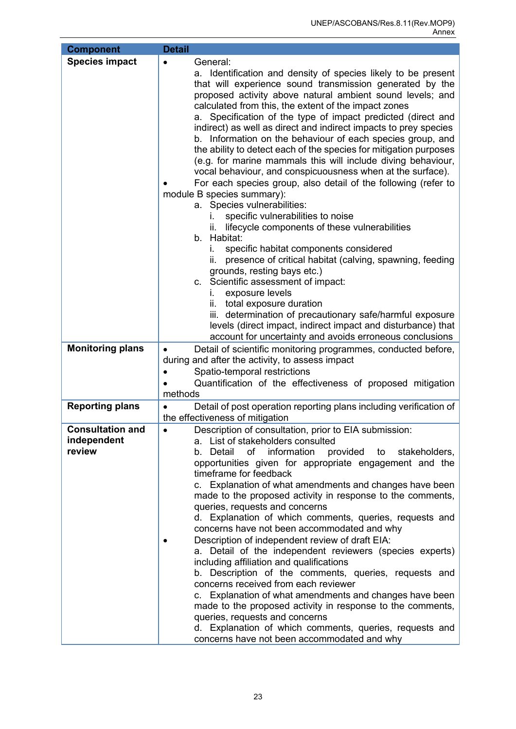| Component | Detail |
|---|---|
| **Species impact** | • General:<br>a. Identification and density of species likely to be present that will experience sound transmission generated by the proposed activity above natural ambient sound levels; and calculated from this, the extent of the impact zones<br>a. Specification of the type of impact predicted (direct and indirect) as well as direct and indirect impacts to prey species<br>b. Information on the behaviour of each species group, and the ability to detect each of the species for mitigation purposes (e.g. for marine mammals this will include diving behaviour, vocal behaviour, and conspicuousness when at the surface).<br>• For each species group, also detail of the following (refer to module B species summary):<br>a. Species vulnerabilities:<br>i. specific vulnerabilities to noise<br>ii. lifecycle components of these vulnerabilities<br>b. Habitat:<br>i. specific habitat components considered<br>ii. presence of critical habitat (calving, spawning, feeding grounds, resting bays etc.)<br>c. Scientific assessment of impact:<br>i. exposure levels<br>ii. total exposure duration<br>iii. determination of precautionary safe/harmful exposure levels (direct impact, indirect impact and disturbance) that account for uncertainty and avoids erroneous conclusions |
| **Monitoring plans** | • Detail of scientific monitoring programmes, conducted before, during and after the activity, to assess impact<br>• Spatio-temporal restrictions<br>• Quantification of the effectiveness of proposed mitigation methods |
| **Reporting plans** | • Detail of post operation reporting plans including verification of the effectiveness of mitigation |
| **Consultation and independent review** | • Description of consultation, prior to EIA submission:<br>a. List of stakeholders consulted<br>b. Detail of information provided to stakeholders, opportunities given for appropriate engagement and the timeframe for feedback<br>c. Explanation of what amendments and changes have been made to the proposed activity in response to the comments, queries, requests and concerns<br>d. Explanation of which comments, queries, requests and concerns have not been accommodated and why<br>• Description of independent review of draft EIA:<br>a. Detail of the independent reviewers (species experts) including affiliation and qualifications<br>b. Description of the comments, queries, requests and concerns received from each reviewer<br>c. Explanation of what amendments and changes have been made to the proposed activity in response to the comments, queries, requests and concerns<br>d. Explanation of which comments, queries, requests and concerns have not been accommodated and why |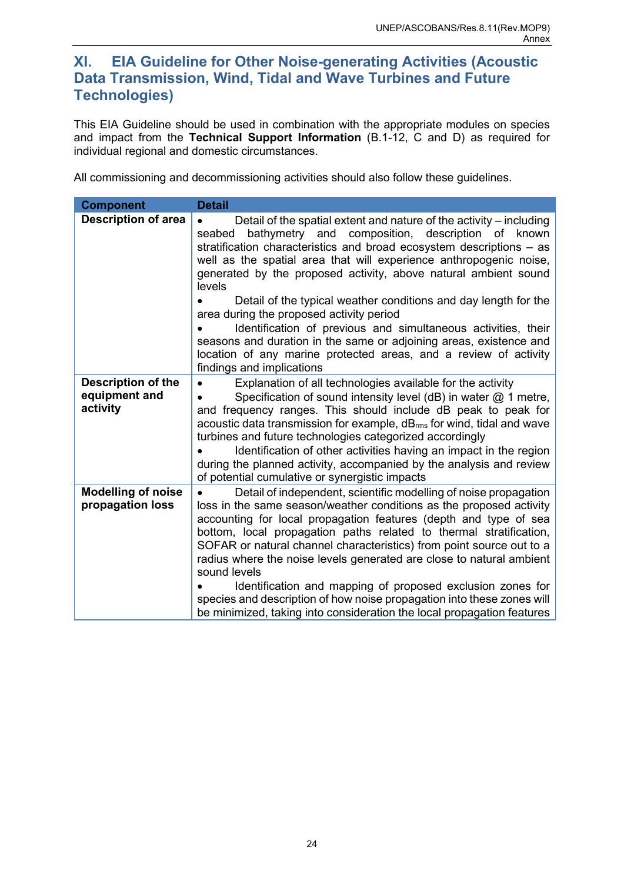## XI. EIA Guideline for Other Noise-generating Activities (Acoustic Data Transmission, Wind, Tidal and Wave Turbines and Future Technologies)

This EIA Guideline should be used in combination with the appropriate modules on species and impact from the **Technical Support Information** (B.1-12, C and D) as required for individual regional and domestic circumstances.

All commissioning and decommissioning activities should also follow these guidelines.

| Component | Detail |
| --- | --- |
| **Description of area** | • Detail of the spatial extent and nature of the activity – including seabed bathymetry and composition, description of known stratification characteristics and broad ecosystem descriptions – as well as the spatial area that will experience anthropogenic noise, generated by the proposed activity, above natural ambient sound levels<br>• Detail of the typical weather conditions and day length for the area during the proposed activity period<br>• Identification of previous and simultaneous activities, their seasons and duration in the same or adjoining areas, existence and location of any marine protected areas, and a review of activity findings and implications |
| **Description of the equipment and activity** | • Explanation of all technologies available for the activity<br>• Specification of sound intensity level (dB) in water @ 1 metre, and frequency ranges. This should include dB peak to peak for acoustic data transmission for example, $dB_{rms}$ for wind, tidal and wave turbines and future technologies categorized accordingly<br>• Identification of other activities having an impact in the region during the planned activity, accompanied by the analysis and review of potential cumulative or synergistic impacts |
| **Modelling of noise propagation loss** | • Detail of independent, scientific modelling of noise propagation loss in the same season/weather conditions as the proposed activity accounting for local propagation features (depth and type of sea bottom, local propagation paths related to thermal stratification, SOFAR or natural channel characteristics) from point source out to a radius where the noise levels generated are close to natural ambient sound levels<br>• Identification and mapping of proposed exclusion zones for species and description of how noise propagation into these zones will be minimized, taking into consideration the local propagation features |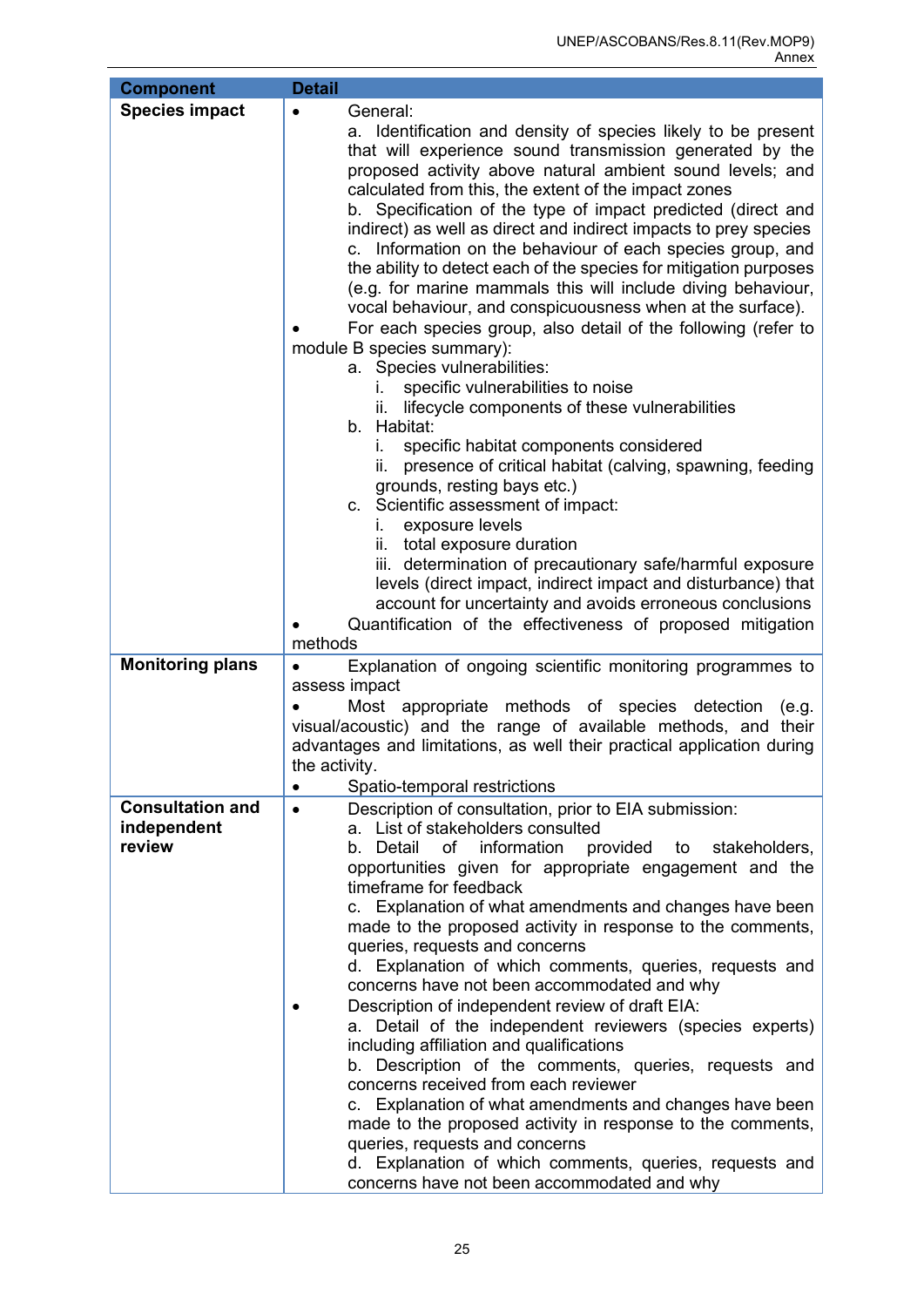| Component | Detail |
|---|---|
| **Species impact** | • General:<br>a. Identification and density of species likely to be present that will experience sound transmission generated by the proposed activity above natural ambient sound levels; and calculated from this, the extent of the impact zones<br>b. Specification of the type of impact predicted (direct and indirect) as well as direct and indirect impacts to prey species<br>c. Information on the behaviour of each species group, and the ability to detect each of the species for mitigation purposes (e.g. for marine mammals this will include diving behaviour, vocal behaviour, and conspicuousness when at the surface).<br>• For each species group, also detail of the following (refer to module B species summary):<br>a. Species vulnerabilities:<br>i. specific vulnerabilities to noise<br>ii. lifecycle components of these vulnerabilities<br>b. Habitat:<br>i. specific habitat components considered<br>ii. presence of critical habitat (calving, spawning, feeding grounds, resting bays etc.)<br>c. Scientific assessment of impact:<br>i. exposure levels<br>ii. total exposure duration<br>iii. determination of precautionary safe/harmful exposure levels (direct impact, indirect impact and disturbance) that account for uncertainty and avoids erroneous conclusions<br>• Quantification of the effectiveness of proposed mitigation methods |
| **Monitoring plans** | • Explanation of ongoing scientific monitoring programmes to assess impact<br>• Most appropriate methods of species detection (e.g. visual/acoustic) and the range of available methods, and their advantages and limitations, as well their practical application during the activity.<br>• Spatio-temporal restrictions |
| **Consultation and independent review** | • Description of consultation, prior to EIA submission:<br>a. List of stakeholders consulted<br>b. Detail of information provided to stakeholders, opportunities given for appropriate engagement and the timeframe for feedback<br>c. Explanation of what amendments and changes have been made to the proposed activity in response to the comments, queries, requests and concerns<br>d. Explanation of which comments, queries, requests and concerns have not been accommodated and why<br>• Description of independent review of draft EIA:<br>a. Detail of the independent reviewers (species experts) including affiliation and qualifications<br>b. Description of the comments, queries, requests and concerns received from each reviewer<br>c. Explanation of what amendments and changes have been made to the proposed activity in response to the comments, queries, requests and concerns<br>d. Explanation of which comments, queries, requests and concerns have not been accommodated and why |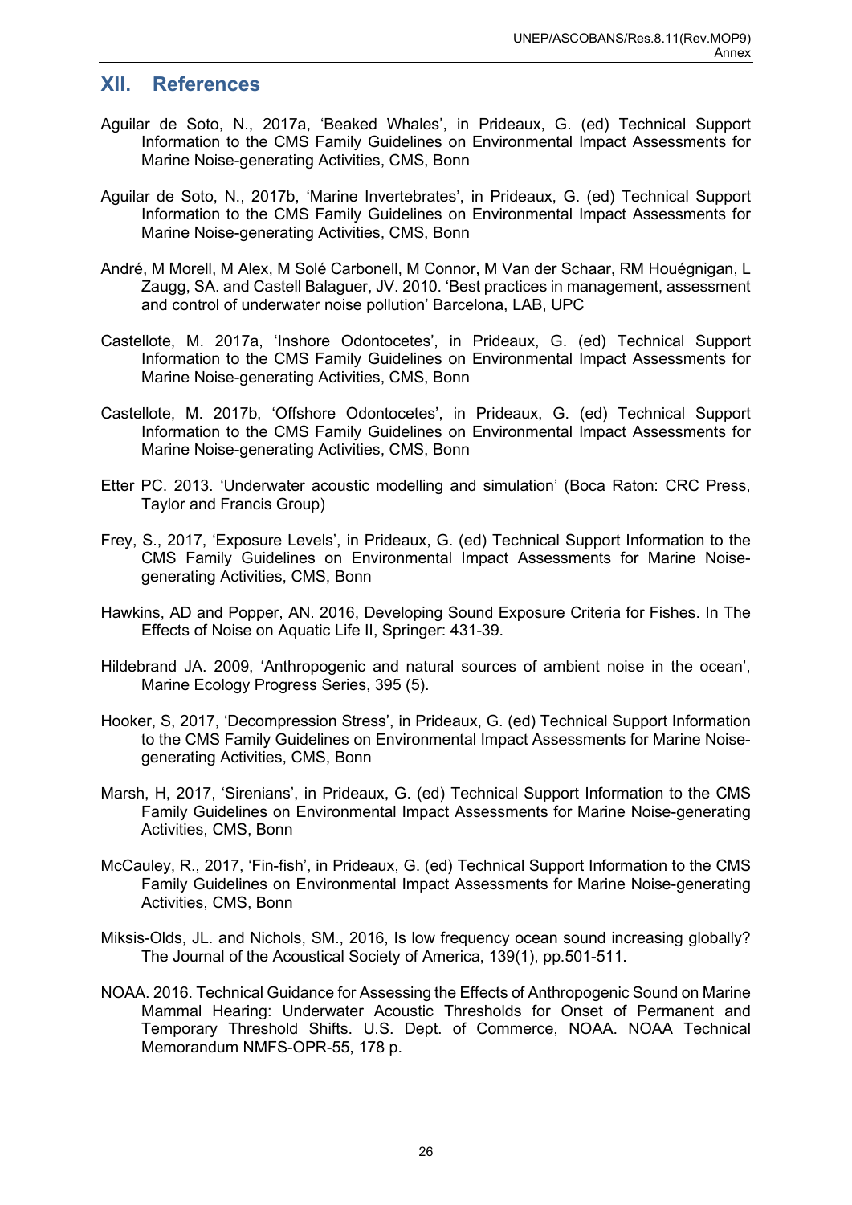## XII. References

Aguilar de Soto, N., 2017a, 'Beaked Whales', in Prideaux, G. (ed) Technical Support Information to the CMS Family Guidelines on Environmental Impact Assessments for Marine Noise-generating Activities, CMS, Bonn

Aguilar de Soto, N., 2017b, 'Marine Invertebrates', in Prideaux, G. (ed) Technical Support Information to the CMS Family Guidelines on Environmental Impact Assessments for Marine Noise-generating Activities, CMS, Bonn

André, M Morell, M Alex, M Solé Carbonell, M Connor, M Van der Schaar, RM Houégnigan, L Zaugg, SA. and Castell Balaguer, JV. 2010. 'Best practices in management, assessment and control of underwater noise pollution' Barcelona, LAB, UPC

Castellote, M. 2017a, 'Inshore Odontocetes', in Prideaux, G. (ed) Technical Support Information to the CMS Family Guidelines on Environmental Impact Assessments for Marine Noise-generating Activities, CMS, Bonn

Castellote, M. 2017b, 'Offshore Odontocetes', in Prideaux, G. (ed) Technical Support Information to the CMS Family Guidelines on Environmental Impact Assessments for Marine Noise-generating Activities, CMS, Bonn

Etter PC. 2013. 'Underwater acoustic modelling and simulation' (Boca Raton: CRC Press, Taylor and Francis Group)

Frey, S., 2017, 'Exposure Levels', in Prideaux, G. (ed) Technical Support Information to the CMS Family Guidelines on Environmental Impact Assessments for Marine Noise-generating Activities, CMS, Bonn

Hawkins, AD and Popper, AN. 2016, Developing Sound Exposure Criteria for Fishes. In The Effects of Noise on Aquatic Life II, Springer: 431-39.

Hildebrand JA. 2009, 'Anthropogenic and natural sources of ambient noise in the ocean', Marine Ecology Progress Series, 395 (5).

Hooker, S, 2017, 'Decompression Stress', in Prideaux, G. (ed) Technical Support Information to the CMS Family Guidelines on Environmental Impact Assessments for Marine Noise-generating Activities, CMS, Bonn

Marsh, H, 2017, 'Sirenians', in Prideaux, G. (ed) Technical Support Information to the CMS Family Guidelines on Environmental Impact Assessments for Marine Noise-generating Activities, CMS, Bonn

McCauley, R., 2017, 'Fin-fish', in Prideaux, G. (ed) Technical Support Information to the CMS Family Guidelines on Environmental Impact Assessments for Marine Noise-generating Activities, CMS, Bonn

Miksis-Olds, JL. and Nichols, SM., 2016, Is low frequency ocean sound increasing globally? The Journal of the Acoustical Society of America, 139(1), pp.501-511.

NOAA. 2016. Technical Guidance for Assessing the Effects of Anthropogenic Sound on Marine Mammal Hearing: Underwater Acoustic Thresholds for Onset of Permanent and Temporary Threshold Shifts. U.S. Dept. of Commerce, NOAA. NOAA Technical Memorandum NMFS-OPR-55, 178 p.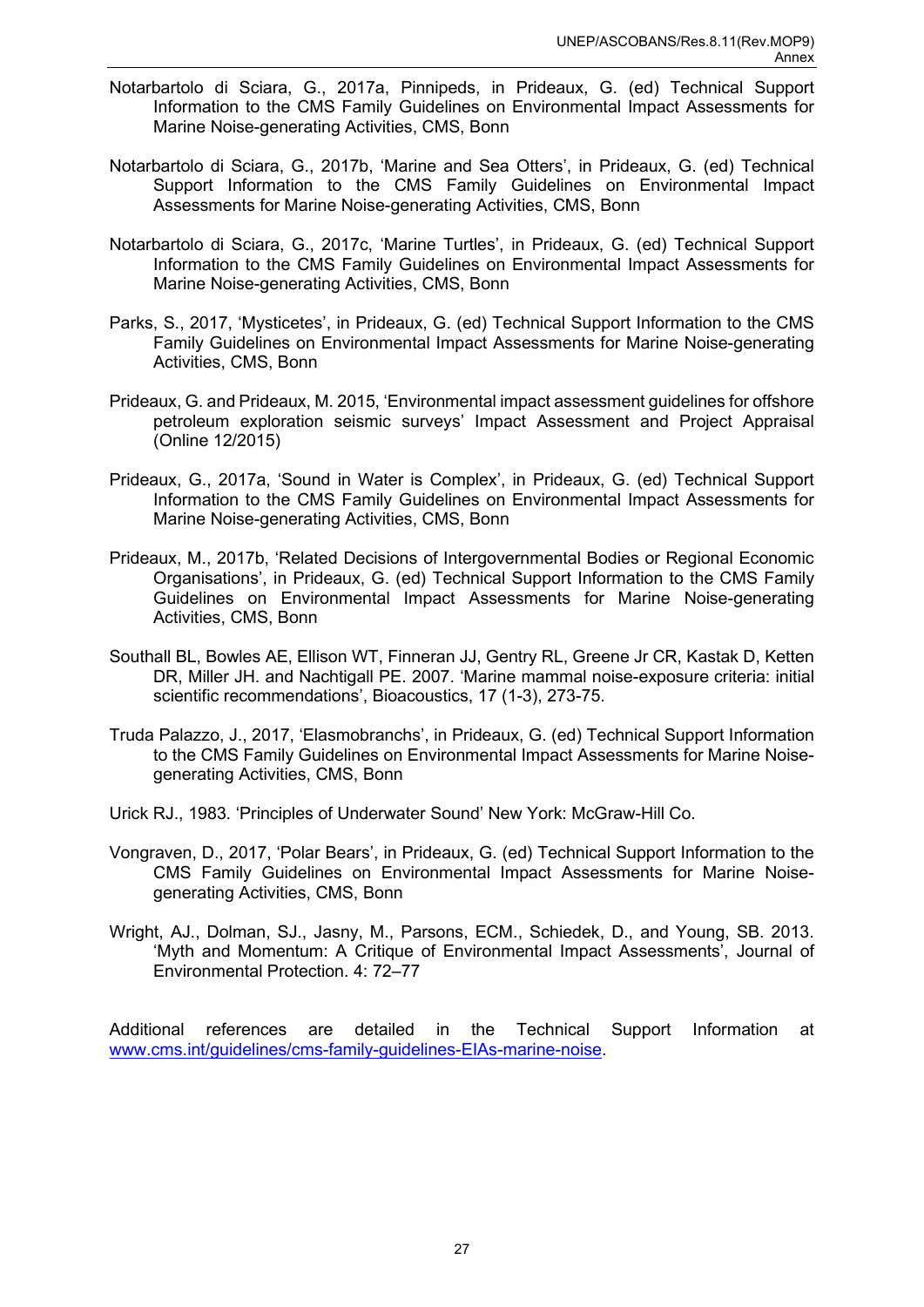Notarbartolo di Sciara, G., 2017a, Pinnipeds, in Prideaux, G. (ed) Technical Support Information to the CMS Family Guidelines on Environmental Impact Assessments for Marine Noise-generating Activities, CMS, Bonn

Notarbartolo di Sciara, G., 2017b, 'Marine and Sea Otters', in Prideaux, G. (ed) Technical Support Information to the CMS Family Guidelines on Environmental Impact Assessments for Marine Noise-generating Activities, CMS, Bonn

Notarbartolo di Sciara, G., 2017c, 'Marine Turtles', in Prideaux, G. (ed) Technical Support Information to the CMS Family Guidelines on Environmental Impact Assessments for Marine Noise-generating Activities, CMS, Bonn

Parks, S., 2017, 'Mysticetes', in Prideaux, G. (ed) Technical Support Information to the CMS Family Guidelines on Environmental Impact Assessments for Marine Noise-generating Activities, CMS, Bonn

Prideaux, G. and Prideaux, M. 2015, 'Environmental impact assessment guidelines for offshore petroleum exploration seismic surveys' Impact Assessment and Project Appraisal (Online 12/2015)

Prideaux, G., 2017a, 'Sound in Water is Complex', in Prideaux, G. (ed) Technical Support Information to the CMS Family Guidelines on Environmental Impact Assessments for Marine Noise-generating Activities, CMS, Bonn

Prideaux, M., 2017b, 'Related Decisions of Intergovernmental Bodies or Regional Economic Organisations', in Prideaux, G. (ed) Technical Support Information to the CMS Family Guidelines on Environmental Impact Assessments for Marine Noise-generating Activities, CMS, Bonn

Southall BL, Bowles AE, Ellison WT, Finneran JJ, Gentry RL, Greene Jr CR, Kastak D, Ketten DR, Miller JH. and Nachtigall PE. 2007. 'Marine mammal noise-exposure criteria: initial scientific recommendations', Bioacoustics, 17 (1-3), 273-75.

Truda Palazzo, J., 2017, 'Elasmobranchs', in Prideaux, G. (ed) Technical Support Information to the CMS Family Guidelines on Environmental Impact Assessments for Marine Noise-generating Activities, CMS, Bonn

Urick RJ., 1983. 'Principles of Underwater Sound' New York: McGraw-Hill Co.

Vongraven, D., 2017, 'Polar Bears', in Prideaux, G. (ed) Technical Support Information to the CMS Family Guidelines on Environmental Impact Assessments for Marine Noise-generating Activities, CMS, Bonn

Wright, AJ., Dolman, SJ., Jasny, M., Parsons, ECM., Schiedek, D., and Young, SB. 2013. 'Myth and Momentum: A Critique of Environmental Impact Assessments', Journal of Environmental Protection. 4: 72–77

Additional references are detailed in the Technical Support Information at www.cms.int/guidelines/cms-family-guidelines-EIAs-marine-noise.